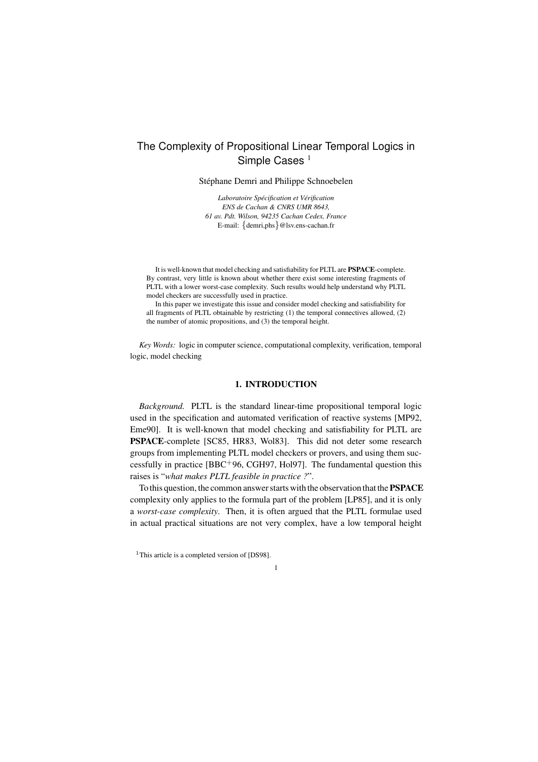# The Complexity of Propositional Linear Temporal Logics in Simple Cases [1]

Stéphane Demri and Philippe Schnoebelen

*Laboratoire Spécification et Vérification*
*ENS de Cachan & CNRS UMR 8643,*
*61 av. Pdt. Wilson, 94235 Cachan Cedex, France*
E-mail: {demri,phs}@lsv.ens-cachan.fr

It is well-known that model checking and satisfiability for PLTL are **PSPACE**-complete. By contrast, very little is known about whether there exist some interesting fragments of PLTL with a lower worst-case complexity. Such results would help understand why PLTL model checkers are successfully used in practice.

In this paper we investigate this issue and consider model checking and satisfiability for all fragments of PLTL obtainable by restricting (1) the temporal connectives allowed, (2) the number of atomic propositions, and (3) the temporal height.

*Key Words:* logic in computer science, computational complexity, verification, temporal logic, model checking

## 1. INTRODUCTION

*Background.* PLTL is the standard linear-time propositional temporal logic used in the specification and automated verification of reactive systems [MP92, Eme90]. It is well-known that model checking and satisfiability for PLTL are **PSPACE**-complete [SC85, HR83, Wol83]. This did not deter some research groups from implementing PLTL model checkers or provers, and using them successfully in practice [BBC+96, CGH97, Hol97]. The fundamental question this raises is "*what makes PLTL feasible in practice ?*".

To this question, the common answer starts with the observation that the **PSPACE** complexity only applies to the formula part of the problem [LP85], and it is only a *worst-case complexity*. Then, it is often argued that the PLTL formulae used in actual practical situations are not very complex, have a low temporal height

[1] This article is a completed version of [DS98].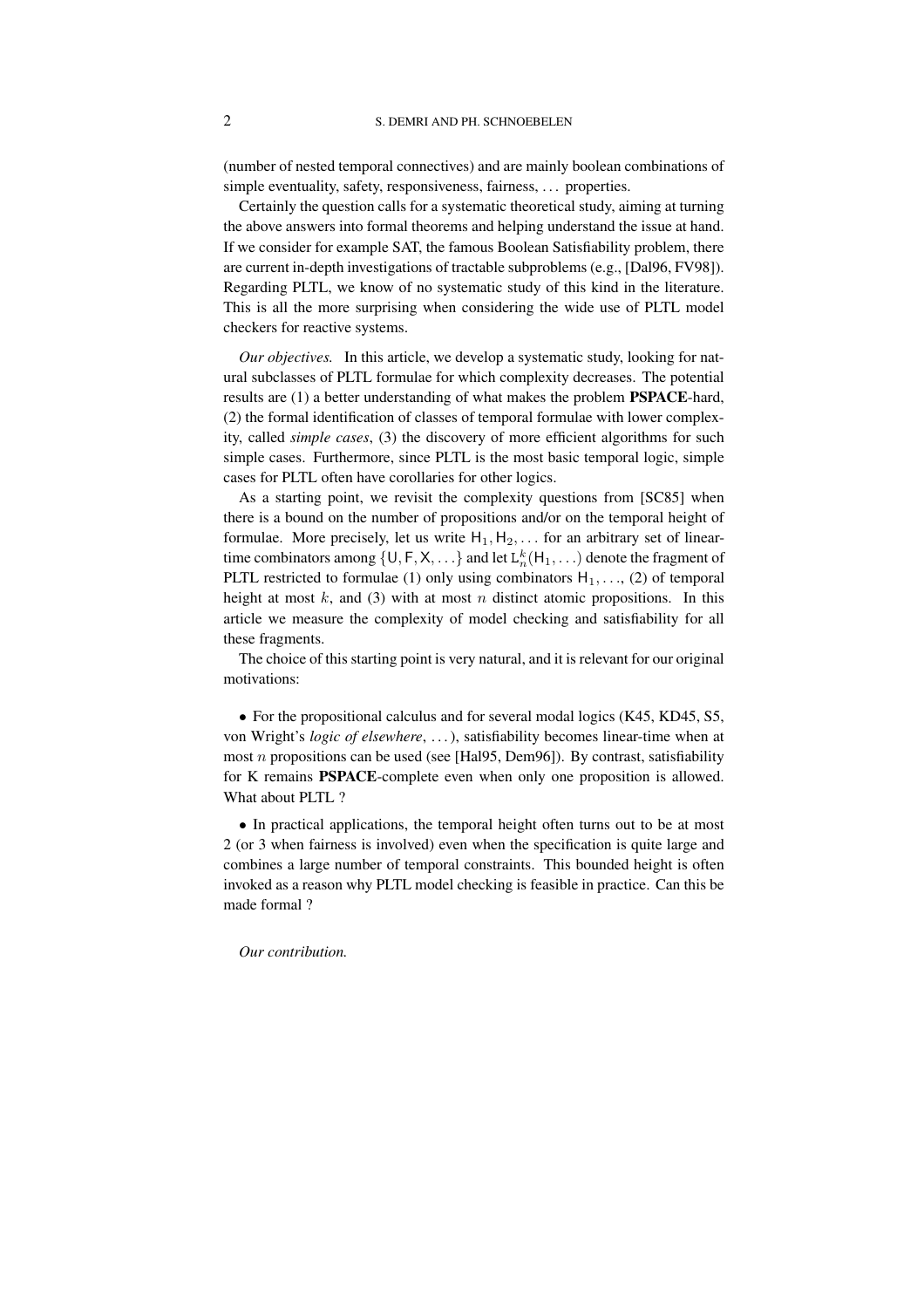(number of nested temporal connectives) and are mainly boolean combinations of simple eventuality, safety, responsiveness, fairness, ... properties.

Certainly the question calls for a systematic theoretical study, aiming at turning the above answers into formal theorems and helping understand the issue at hand. If we consider for example SAT, the famous Boolean Satisfiability problem, there are current in-depth investigations of tractable subproblems (e.g., [Dal96, FV98]). Regarding PLTL, we know of no systematic study of this kind in the literature. This is all the more surprising when considering the wide use of PLTL model checkers for reactive systems.

*Our objectives.* In this article, we develop a systematic study, looking for natural subclasses of PLTL formulae for which complexity decreases. The potential results are (1) a better understanding of what makes the problem **PSPACE**-hard, (2) the formal identification of classes of temporal formulae with lower complexity, called *simple cases*, (3) the discovery of more efficient algorithms for such simple cases. Furthermore, since PLTL is the most basic temporal logic, simple cases for PLTL often have corollaries for other logics.

As a starting point, we revisit the complexity questions from [SC85] when there is a bound on the number of propositions and/or on the temporal height of formulae. More precisely, let us write $\mathsf{H}_1, \mathsf{H}_2, \ldots$ for an arbitrary set of linear-time combinators among $\{\mathsf{U}, \mathsf{F}, \mathsf{X}, \ldots\}$ and let $\mathrm{L}_n^k(\mathsf{H}_1, \ldots)$ denote the fragment of PLTL restricted to formulae (1) only using combinators $\mathsf{H}_1, \ldots$, (2) of temporal height at most $k$, and (3) with at most $n$ distinct atomic propositions. In this article we measure the complexity of model checking and satisfiability for all these fragments.

The choice of this starting point is very natural, and it is relevant for our original motivations:

• For the propositional calculus and for several modal logics (K45, KD45, S5, von Wright's *logic of elsewhere*, ...), satisfiability becomes linear-time when at most $n$ propositions can be used (see [Hal95, Dem96]). By contrast, satisfiability for K remains **PSPACE**-complete even when only one proposition is allowed. What about PLTL ?

• In practical applications, the temporal height often turns out to be at most 2 (or 3 when fairness is involved) even when the specification is quite large and combines a large number of temporal constraints. This bounded height is often invoked as a reason why PLTL model checking is feasible in practice. Can this be made formal ?

*Our contribution.*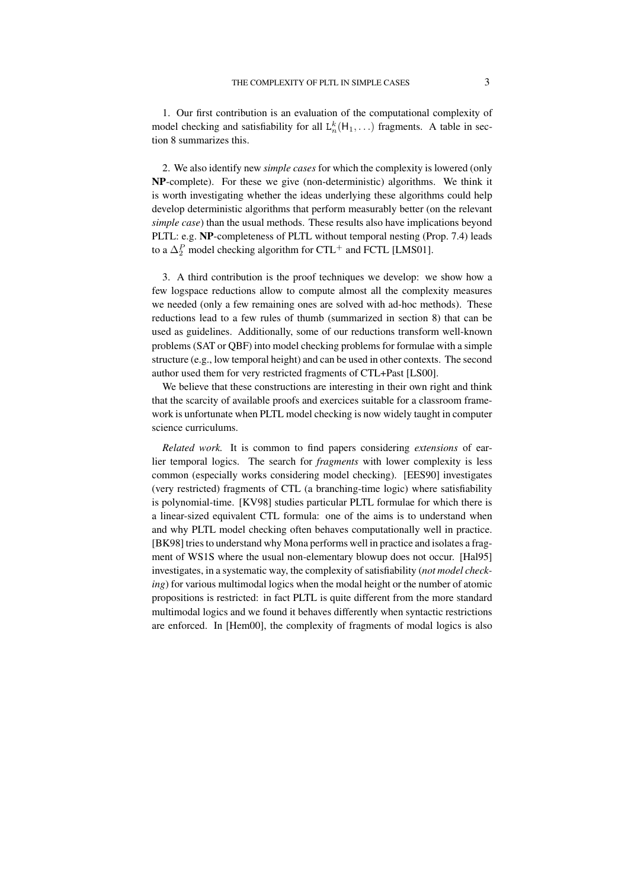1. Our first contribution is an evaluation of the computational complexity of model checking and satisfiability for all $\mathsf{L}^k_n(\mathsf{H}_1, \ldots)$ fragments. A table in section 8 summarizes this.

2. We also identify new *simple cases* for which the complexity is lowered (only **NP**-complete). For these we give (non-deterministic) algorithms. We think it is worth investigating whether the ideas underlying these algorithms could help develop deterministic algorithms that perform measurably better (on the relevant *simple case*) than the usual methods. These results also have implications beyond PLTL: e.g. **NP**-completeness of PLTL without temporal nesting (Prop. 7.4) leads to a $\Delta^P_2$ model checking algorithm for CTL$^+$ and FCTL [LMS01].

3. A third contribution is the proof techniques we develop: we show how a few logspace reductions allow to compute almost all the complexity measures we needed (only a few remaining ones are solved with ad-hoc methods). These reductions lead to a few rules of thumb (summarized in section 8) that can be used as guidelines. Additionally, some of our reductions transform well-known problems (SAT or QBF) into model checking problems for formulae with a simple structure (e.g., low temporal height) and can be used in other contexts. The second author used them for very restricted fragments of CTL+Past [LS00].

We believe that these constructions are interesting in their own right and think that the scarcity of available proofs and exercices suitable for a classroom framework is unfortunate when PLTL model checking is now widely taught in computer science curriculums.

*Related work.* It is common to find papers considering *extensions* of earlier temporal logics. The search for *fragments* with lower complexity is less common (especially works considering model checking). [EES90] investigates (very restricted) fragments of CTL (a branching-time logic) where satisfiability is polynomial-time. [KV98] studies particular PLTL formulae for which there is a linear-sized equivalent CTL formula: one of the aims is to understand when and why PLTL model checking often behaves computationally well in practice. [BK98] tries to understand why Mona performs well in practice and isolates a fragment of WS1S where the usual non-elementary blowup does not occur. [Hal95] investigates, in a systematic way, the complexity of satisfiability (*not model checking*) for various multimodal logics when the modal height or the number of atomic propositions is restricted: in fact PLTL is quite different from the more standard multimodal logics and we found it behaves differently when syntactic restrictions are enforced. In [Hem00], the complexity of fragments of modal logics is also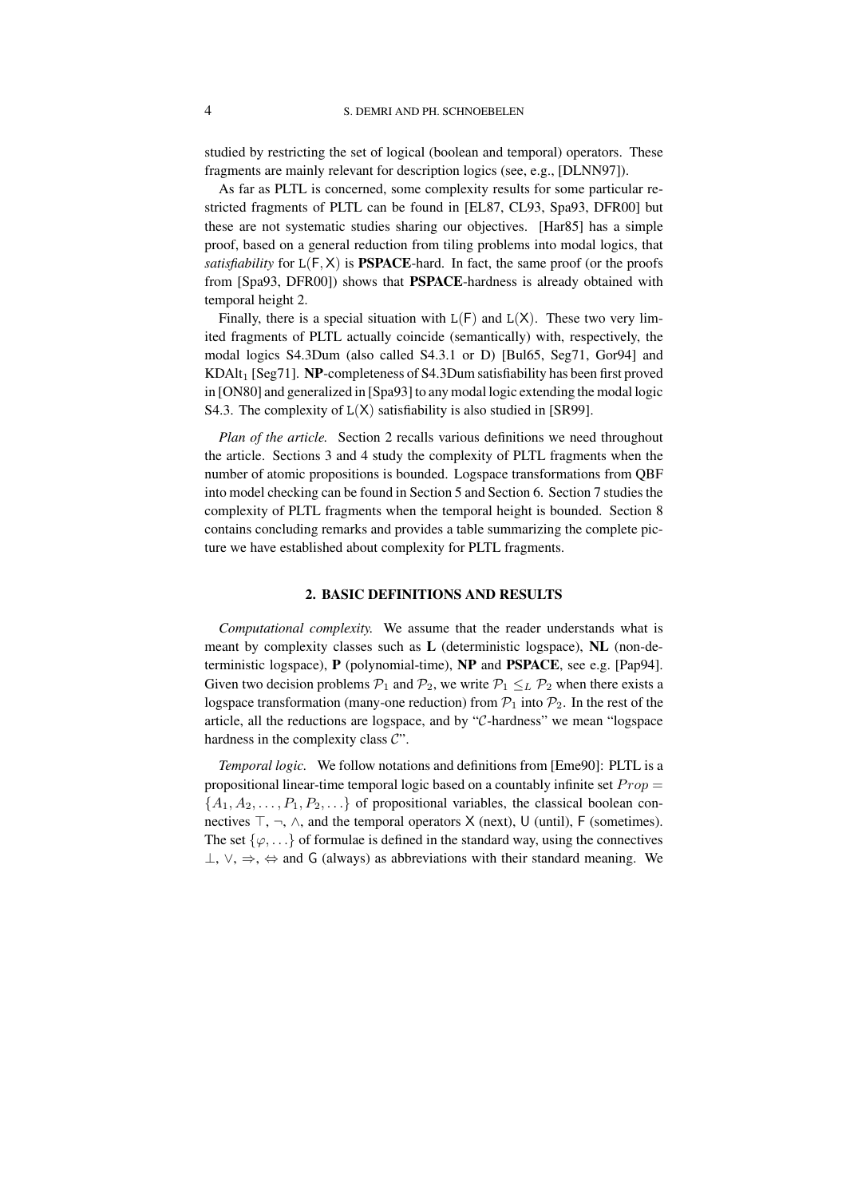studied by restricting the set of logical (boolean and temporal) operators. These fragments are mainly relevant for description logics (see, e.g., [DLNN97]).

As far as PLTL is concerned, some complexity results for some particular restricted fragments of PLTL can be found in [EL87, CL93, Spa93, DFR00] but these are not systematic studies sharing our objectives. [Har85] has a simple proof, based on a general reduction from tiling problems into modal logics, that *satisfiability* for $\mathsf{L}(\mathsf{F},\mathsf{X})$ is **PSPACE**-hard. In fact, the same proof (or the proofs from [Spa93, DFR00]) shows that **PSPACE**-hardness is already obtained with temporal height 2.

Finally, there is a special situation with $\mathsf{L}(\mathsf{F})$ and $\mathsf{L}(\mathsf{X})$. These two very limited fragments of PLTL actually coincide (semantically) with, respectively, the modal logics S4.3Dum (also called S4.3.1 or D) [Bul65, Seg71, Gor94] and $\text{KDAlt}_1$ [Seg71]. **NP**-completeness of S4.3Dum satisfiability has been first proved in [ON80] and generalized in [Spa93] to any modal logic extending the modal logic S4.3. The complexity of $\mathsf{L}(\mathsf{X})$ satisfiability is also studied in [SR99].

*Plan of the article.* Section 2 recalls various definitions we need throughout the article. Sections 3 and 4 study the complexity of PLTL fragments when the number of atomic propositions is bounded. Logspace transformations from QBF into model checking can be found in Section 5 and Section 6. Section 7 studies the complexity of PLTL fragments when the temporal height is bounded. Section 8 contains concluding remarks and provides a table summarizing the complete picture we have established about complexity for PLTL fragments.

## 2. BASIC DEFINITIONS AND RESULTS

*Computational complexity.* We assume that the reader understands what is meant by complexity classes such as **L** (deterministic logspace), **NL** (non-deterministic logspace), **P** (polynomial-time), **NP** and **PSPACE**, see e.g. [Pap94]. Given two decision problems $\mathcal{P}_1$ and $\mathcal{P}_2$, we write $\mathcal{P}_1 \leq_L \mathcal{P}_2$ when there exists a logspace transformation (many-one reduction) from $\mathcal{P}_1$ into $\mathcal{P}_2$. In the rest of the article, all the reductions are logspace, and by "$\mathcal{C}$-hardness" we mean "logspace hardness in the complexity class $\mathcal{C}$".

*Temporal logic.* We follow notations and definitions from [Eme90]: PLTL is a propositional linear-time temporal logic based on a countably infinite set $Prop = \{A_1, A_2, \ldots, P_1, P_2, \ldots\}$ of propositional variables, the classical boolean connectives $\top$, $\neg$, $\wedge$, and the temporal operators $\mathsf{X}$ (next), $\mathsf{U}$ (until), $\mathsf{F}$ (sometimes). The set $\{\varphi, \ldots\}$ of formulae is defined in the standard way, using the connectives $\bot$, $\vee$, $\Rightarrow$, $\Leftrightarrow$ and $\mathsf{G}$ (always) as abbreviations with their standard meaning. We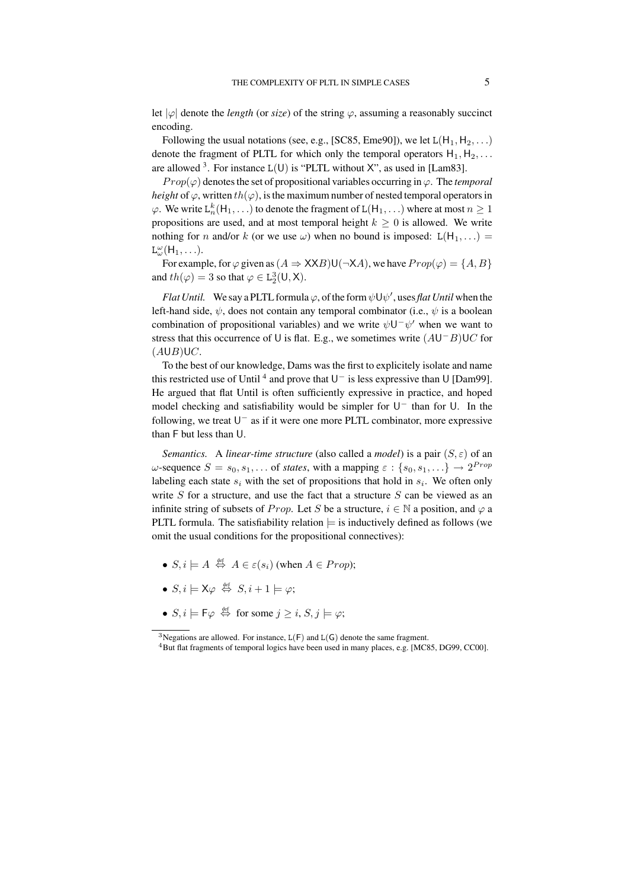let $|\varphi|$ denote the *length* (or *size*) of the string $\varphi$, assuming a reasonably succinct encoding.

Following the usual notations (see, e.g., [SC85, Eme90]), we let $\mathtt{L}(\mathsf{H}_1, \mathsf{H}_2, \ldots)$ denote the fragment of PLTL for which only the temporal operators $\mathsf{H}_1, \mathsf{H}_2, \ldots$ are allowed [3]. For instance $\mathtt{L}(\mathsf{U})$ is "PLTL without $\mathsf{X}$", as used in [Lam83].

$Prop(\varphi)$ denotes the set of propositional variables occurring in $\varphi$. The *temporal height* of $\varphi$, written $th(\varphi)$, is the maximum number of nested temporal operators in $\varphi$. We write $\mathtt{L}^k_n(\mathsf{H}_1, \ldots)$ to denote the fragment of $\mathtt{L}(\mathsf{H}_1, \ldots)$ where at most $n \geq 1$ propositions are used, and at most temporal height $k \geq 0$ is allowed. We write nothing for $n$ and/or $k$ (or we use $\omega$) when no bound is imposed: $\mathtt{L}(\mathsf{H}_1, \ldots) = \mathtt{L}^\omega_\omega(\mathsf{H}_1, \ldots)$.

For example, for $\varphi$ given as $(A \Rightarrow \mathsf{X}\mathsf{X}B)\mathsf{U}(\neg\mathsf{X}A)$, we have $Prop(\varphi) = \{A, B\}$ and $th(\varphi) = 3$ so that $\varphi \in \mathtt{L}^3_2(\mathsf{U}, \mathsf{X})$.

*Flat Until.* We say a PLTL formula $\varphi$, of the form $\psi\mathsf{U}\psi'$, uses *flat Until* when the left-hand side, $\psi$, does not contain any temporal combinator (i.e., $\psi$ is a boolean combination of propositional variables) and we write $\psi\mathsf{U}^-\psi'$ when we want to stress that this occurrence of $\mathsf{U}$ is flat. E.g., we sometimes write $(A\mathsf{U}^-B)\mathsf{U}C$ for $(A\mathsf{U}B)\mathsf{U}C$.

To the best of our knowledge, Dams was the first to explicitely isolate and name this restricted use of Until [4] and prove that $\mathsf{U}^-$ is less expressive than $\mathsf{U}$ [Dam99]. He argued that flat Until is often sufficiently expressive in practice, and hoped model checking and satisfiability would be simpler for $\mathsf{U}^-$ than for $\mathsf{U}$. In the following, we treat $\mathsf{U}^-$ as if it were one more PLTL combinator, more expressive than $\mathsf{F}$ but less than $\mathsf{U}$.

*Semantics.* A *linear-time structure* (also called a *model*) is a pair $(S, \varepsilon)$ of an $\omega$-sequence $S = s_0, s_1, \ldots$ of *states*, with a mapping $\varepsilon : \{s_0, s_1, \ldots\} \to 2^{Prop}$ labeling each state $s_i$ with the set of propositions that hold in $s_i$. We often only write $S$ for a structure, and use the fact that a structure $S$ can be viewed as an infinite string of subsets of $Prop$. Let $S$ be a structure, $i \in \mathbb{N}$ a position, and $\varphi$ a PLTL formula. The satisfiability relation $\models$ is inductively defined as follows (we omit the usual conditions for the propositional connectives):

- $S, i \models A \overset{\text{def}}{\Leftrightarrow} A \in \varepsilon(s_i)$ (when $A \in Prop$);
- $S, i \models \mathsf{X}\varphi \overset{\text{def}}{\Leftrightarrow} S, i+1 \models \varphi$;
- $S, i \models \mathsf{F}\varphi \overset{\text{def}}{\Leftrightarrow}$ for some $j \geq i$, $S, j \models \varphi$;

[3] Negations are allowed. For instance, $\mathtt{L}(\mathsf{F})$ and $\mathtt{L}(\mathsf{G})$ denote the same fragment.

[4] But flat fragments of temporal logics have been used in many places, e.g. [MC85, DG99, CC00].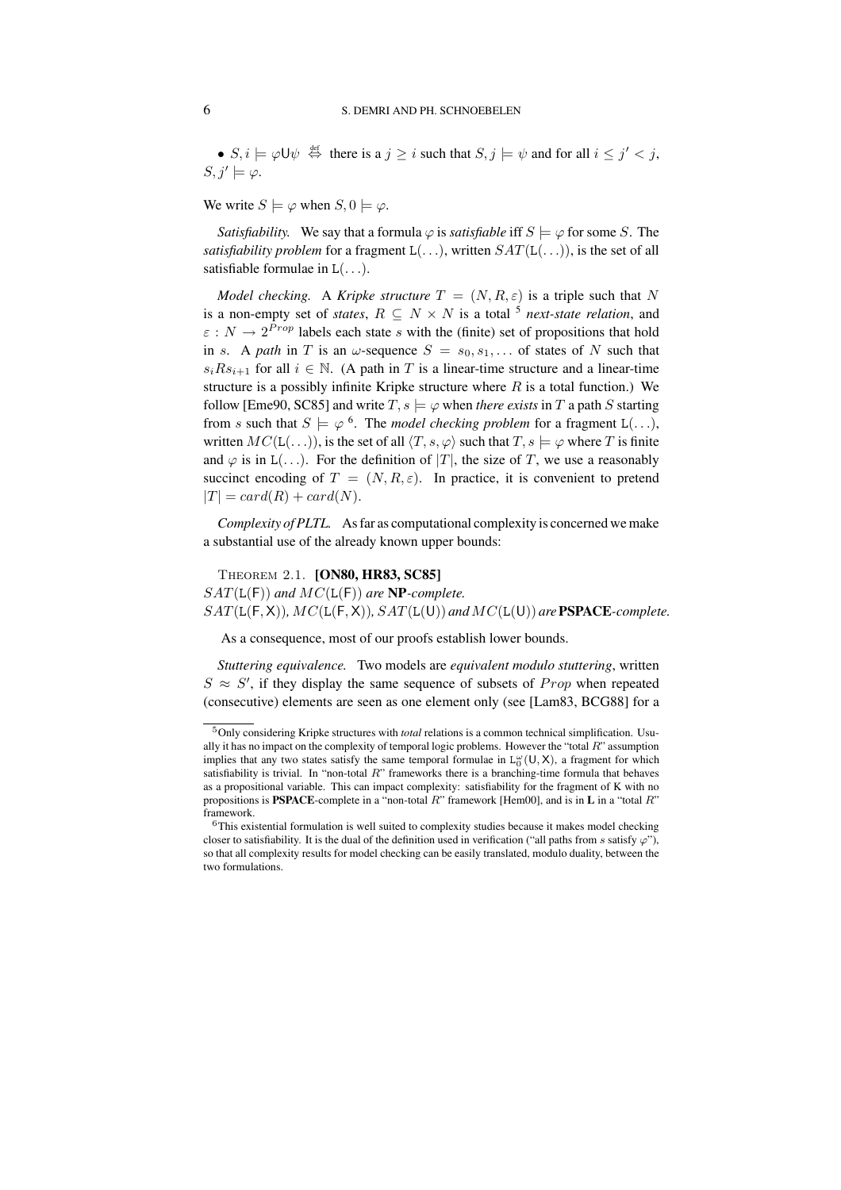• $S, i \models \varphi \mathsf{U} \psi \overset{\text{def}}{\Leftrightarrow}$ there is a $j \geq i$ such that $S, j \models \psi$ and for all $i \leq j' < j$, $S, j' \models \varphi$.

We write $S \models \varphi$ when $S, 0 \models \varphi$.

*Satisfiability.* We say that a formula $\varphi$ is *satisfiable* iff $S \models \varphi$ for some $S$. The *satisfiability problem* for a fragment $\mathtt{L}(\ldots)$, written $SAT(\mathtt{L}(\ldots))$, is the set of all satisfiable formulae in $\mathtt{L}(\ldots)$.

*Model checking.* A *Kripke structure* $T = (N, R, \varepsilon)$ is a triple such that $N$ is a non-empty set of *states*, $R \subseteq N \times N$ is a total [5] *next-state relation*, and $\varepsilon : N \to 2^{Prop}$ labels each state $s$ with the (finite) set of propositions that hold in $s$. A *path* in $T$ is an $\omega$-sequence $S = s_0, s_1, \ldots$ of states of $N$ such that $s_i R s_{i+1}$ for all $i \in \mathbb{N}$. (A path in $T$ is a linear-time structure and a linear-time structure is a possibly infinite Kripke structure where $R$ is a total function.) We follow [Eme90, SC85] and write $T, s \models \varphi$ when *there exists* in $T$ a path $S$ starting from $s$ such that $S \models \varphi$ [6]. The *model checking problem* for a fragment $\mathtt{L}(\ldots)$, written $MC(\mathtt{L}(\ldots))$, is the set of all $\langle T, s, \varphi \rangle$ such that $T, s \models \varphi$ where $T$ is finite and $\varphi$ is in $\mathtt{L}(\ldots)$. For the definition of $|T|$, the size of $T$, we use a reasonably succinct encoding of $T = (N, R, \varepsilon)$. In practice, it is convenient to pretend $|T| = card(R) + card(N)$.

*Complexity of PLTL.* As far as computational complexity is concerned we make a substantial use of the already known upper bounds:

THEOREM 2.1. **[ON80, HR83, SC85]**
*$SAT(\mathtt{L}(\mathsf{F}))$ and $MC(\mathtt{L}(\mathsf{F}))$ are* **NP***-complete.*
*$SAT(\mathtt{L}(\mathsf{F}, \mathsf{X}))$, $MC(\mathtt{L}(\mathsf{F}, \mathsf{X}))$, $SAT(\mathtt{L}(\mathsf{U}))$ and $MC(\mathtt{L}(\mathsf{U}))$ are* **PSPACE***-complete.*

As a consequence, most of our proofs establish lower bounds.

*Stuttering equivalence.* Two models are *equivalent modulo stuttering*, written $S \approx S'$, if they display the same sequence of subsets of $Prop$ when repeated (consecutive) elements are seen as one element only (see [Lam83, BCG88] for a

---

[5] Only considering Kripke structures with *total* relations is a common technical simplification. Usually it has no impact on the complexity of temporal logic problems. However the "total $R$" assumption implies that any two states satisfy the same temporal formulae in $\mathtt{L}_0^{\omega}(\mathsf{U}, \mathsf{X})$, a fragment for which satisfiability is trivial. In "non-total $R$" frameworks there is a branching-time formula that behaves as a propositional variable. This can impact complexity: satisfiability for the fragment of K with no propositions is **PSPACE**-complete in a "non-total $R$" framework [Hem00], and is in **L** in a "total $R$" framework.

[6] This existential formulation is well suited to complexity studies because it makes model checking closer to satisfiability. It is the dual of the definition used in verification ("all paths from $s$ satisfy $\varphi$"), so that all complexity results for model checking can be easily translated, modulo duality, between the two formulations.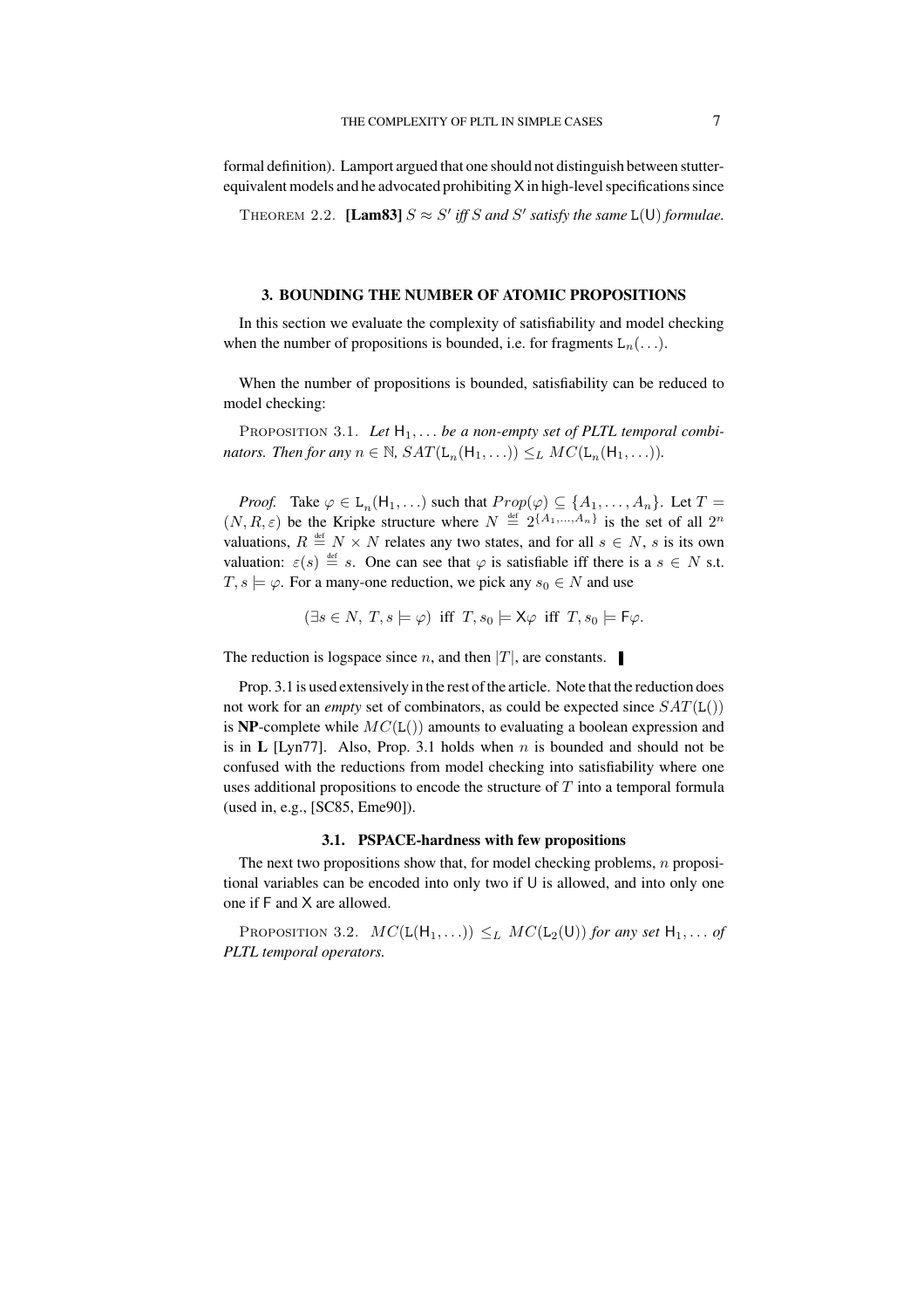formal definition). Lamport argued that one should not distinguish between stutter-equivalent models and he advocated prohibiting $\mathsf{X}$ in high-level specifications since

THEOREM 2.2. **[Lam83]** *$S \approx S'$ iff $S$ and $S'$ satisfy the same $\mathsf{L}(\mathsf{U})$ formulae.*

### 3. BOUNDING THE NUMBER OF ATOMIC PROPOSITIONS

In this section we evaluate the complexity of satisfiability and model checking when the number of propositions is bounded, i.e. for fragments $\mathsf{L}_n(\ldots)$.

When the number of propositions is bounded, satisfiability can be reduced to model checking:

PROPOSITION 3.1. *Let $\mathsf{H}_1, \ldots$ be a non-empty set of PLTL temporal combinators. Then for any $n \in \mathbb{N}$, $SAT(\mathsf{L}_n(\mathsf{H}_1, \ldots)) \leq_L MC(\mathsf{L}_n(\mathsf{H}_1, \ldots))$.*

*Proof.* Take $\varphi \in \mathsf{L}_n(\mathsf{H}_1, \ldots)$ such that $Prop(\varphi) \subseteq \{A_1, \ldots, A_n\}$. Let $T = (N, R, \varepsilon)$ be the Kripke structure where $N \stackrel{\text{def}}{=} 2^{\{A_1, \ldots, A_n\}}$ is the set of all $2^n$ valuations, $R \stackrel{\text{def}}{=} N \times N$ relates any two states, and for all $s \in N$, $s$ is its own valuation: $\varepsilon(s) \stackrel{\text{def}}{=} s$. One can see that $\varphi$ is satisfiable iff there is a $s \in N$ s.t. $T, s \models \varphi$. For a many-one reduction, we pick any $s_0 \in N$ and use

$$(\exists s \in N,\ T, s \models \varphi) \ \text{ iff } \ T, s_0 \models \mathsf{X}\varphi \ \text{ iff } \ T, s_0 \models \mathsf{F}\varphi.$$

The reduction is logspace since $n$, and then $|T|$, are constants. ∎

Prop. 3.1 is used extensively in the rest of the article. Note that the reduction does not work for an *empty* set of combinators, as could be expected since $SAT(\mathsf{L}())$ is **NP**-complete while $MC(\mathsf{L}())$ amounts to evaluating a boolean expression and is in **L** [Lyn77]. Also, Prop. 3.1 holds when $n$ is bounded and should not be confused with the reductions from model checking into satisfiability where one uses additional propositions to encode the structure of $T$ into a temporal formula (used in, e.g., [SC85, Eme90]).

#### 3.1. PSPACE-hardness with few propositions

The next two propositions show that, for model checking problems, $n$ propositional variables can be encoded into only two if $\mathsf{U}$ is allowed, and into only one one if $\mathsf{F}$ and $\mathsf{X}$ are allowed.

PROPOSITION 3.2. *$MC(\mathsf{L}(\mathsf{H}_1, \ldots)) \leq_L MC(\mathsf{L}_2(\mathsf{U}))$ for any set $\mathsf{H}_1, \ldots$ of PLTL temporal operators.*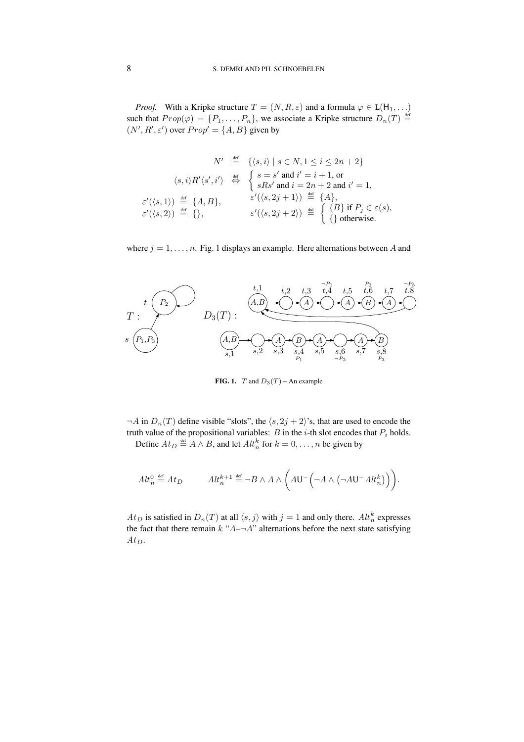*Proof.* With a Kripke structure $T = (N, R, \varepsilon)$ and a formula $\varphi \in \mathsf{L}(\mathsf{H}_1, \ldots)$ such that $Prop(\varphi) = \{P_1, \ldots, P_n\}$, we associate a Kripke structure $D_n(T) \stackrel{\text{def}}{=} (N', R', \varepsilon')$ over $Prop' = \{A, B\}$ given by

$$N' \stackrel{\text{def}}{=} \{\langle s, i\rangle \mid s \in N, 1 \leq i \leq 2n+2\}$$

$$\langle s, i\rangle R' \langle s', i'\rangle \stackrel{\text{def}}{\Leftrightarrow} \begin{cases} s = s' \text{ and } i' = i+1, \text{ or} \\ sRs' \text{ and } i = 2n+2 \text{ and } i' = 1, \end{cases}$$

$$\varepsilon'(\langle s, 1\rangle) \stackrel{\text{def}}{=} \{A, B\}, \qquad \varepsilon'(\langle s, 2j+1\rangle) \stackrel{\text{def}}{=} \{A\},$$

$$\varepsilon'(\langle s, 2\rangle) \stackrel{\text{def}}{=} \{\}, \qquad \varepsilon'(\langle s, 2j+2\rangle) \stackrel{\text{def}}{=} \begin{cases} \{B\} \text{ if } P_j \in \varepsilon(s), \\ \{\} \text{ otherwise.} \end{cases}$$

where $j = 1, \ldots, n$. Fig. 1 displays an example. Here alternations between $A$ and $\neg A$ in $D_n(T)$ define visible "slots", the $\langle s, 2j+2\rangle$'s, that are used to encode the truth value of the propositional variables: $B$ in the $i$-th slot encodes that $P_i$ holds.

**FIG. 1.** $T$ and $D_3(T)$ – An example

Define $At_D \stackrel{\text{def}}{=} A \wedge B$, and let $Alt_n^k$ for $k = 0, \ldots, n$ be given by

$$Alt_n^0 \stackrel{\text{def}}{=} At_D \qquad Alt_n^{k+1} \stackrel{\text{def}}{=} \neg B \wedge A \wedge \Big(A\mathsf{U}^-\Big(\neg A \wedge \big(\neg A\mathsf{U}^- Alt_n^k\big)\Big)\Big).$$

$At_D$ is satisfied in $D_n(T)$ at all $\langle s, j\rangle$ with $j = 1$ and only there. $Alt_n^k$ expresses the fact that there remain $k$ "$A$–$\neg A$" alternations before the next state satisfying $At_D$.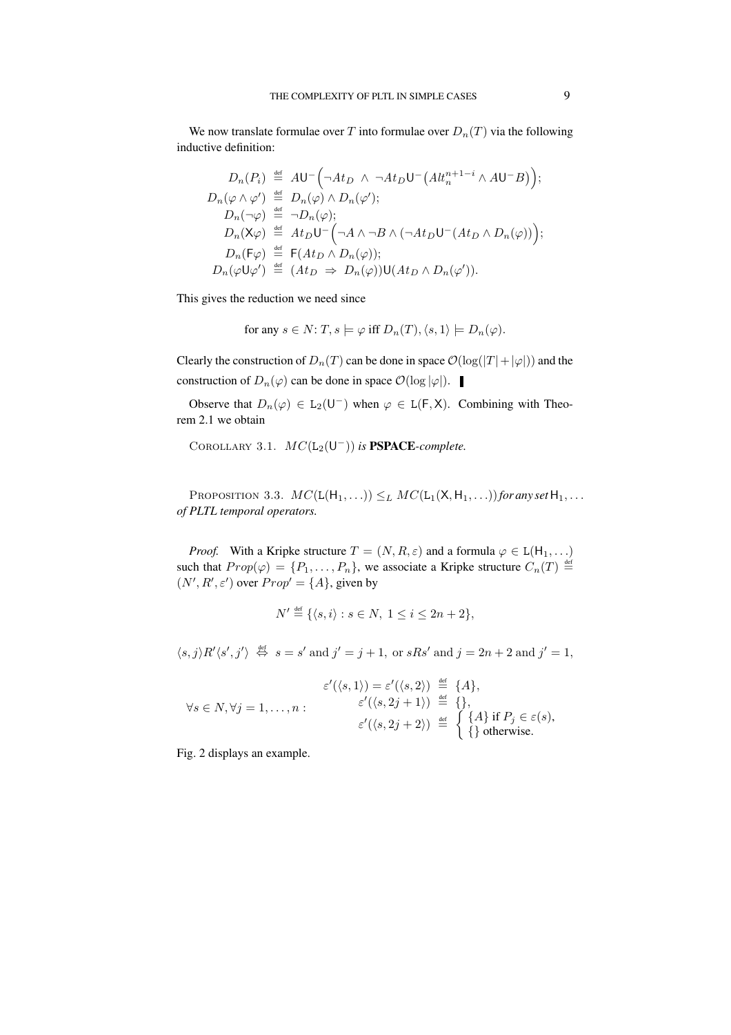We now translate formulae over $T$ into formulae over $D_n(T)$ via the following inductive definition:

$$
\begin{aligned}
D_n(P_i) &\stackrel{\text{def}}{=} A\mathsf{U}^-\Big(\neg At_D \;\wedge\; \neg At_D\mathsf{U}^-\big(Alt_n^{n+1-i} \wedge A\mathsf{U}^- B\big)\Big);\\
D_n(\varphi \wedge \varphi') &\stackrel{\text{def}}{=} D_n(\varphi) \wedge D_n(\varphi');\\
D_n(\neg\varphi) &\stackrel{\text{def}}{=} \neg D_n(\varphi);\\
D_n(\mathsf{X}\varphi) &\stackrel{\text{def}}{=} At_D\mathsf{U}^-\Big(\neg A \wedge \neg B \wedge (\neg At_D\mathsf{U}^-(At_D \wedge D_n(\varphi))\Big);\\
D_n(\mathsf{F}\varphi) &\stackrel{\text{def}}{=} \mathsf{F}(At_D \wedge D_n(\varphi));\\
D_n(\varphi\mathsf{U}\varphi') &\stackrel{\text{def}}{=} (At_D \;\Rightarrow\; D_n(\varphi))\mathsf{U}(At_D \wedge D_n(\varphi')).
\end{aligned}
$$

This gives the reduction we need since

$$\text{for any } s \in N\text{: } T, s \models \varphi \text{ iff } D_n(T), \langle s, 1\rangle \models D_n(\varphi).$$

Clearly the construction of $D_n(T)$ can be done in space $\mathcal{O}(\log(|T|+|\varphi|))$ and the construction of $D_n(\varphi)$ can be done in space $\mathcal{O}(\log|\varphi|)$. ▌

Observe that $D_n(\varphi) \in \mathsf{L}_2(\mathsf{U}^-)$ when $\varphi \in \mathsf{L}(\mathsf{F}, \mathsf{X})$. Combining with Theorem 2.1 we obtain

COROLLARY 3.1. *$MC(\mathsf{L}_2(\mathsf{U}^-))$ is* ***PSPACE****-complete.*

PROPOSITION 3.3. *$MC(\mathsf{L}(\mathsf{H}_1, \ldots)) \leq_L MC(\mathsf{L}_1(\mathsf{X}, \mathsf{H}_1, \ldots))$ for any set $\mathsf{H}_1, \ldots$ of PLTL temporal operators.*

*Proof.* With a Kripke structure $T = (N, R, \varepsilon)$ and a formula $\varphi \in \mathsf{L}(\mathsf{H}_1, \ldots)$ such that $Prop(\varphi) = \{P_1, \ldots, P_n\}$, we associate a Kripke structure $C_n(T) \stackrel{\text{def}}{=} (N', R', \varepsilon')$ over $Prop' = \{A\}$, given by

$$N' \stackrel{\text{def}}{=} \{\langle s, i\rangle : s \in N,\; 1 \leq i \leq 2n+2\},$$

$$\langle s, j\rangle R' \langle s', j'\rangle \stackrel{\text{def}}{\Leftrightarrow} s = s' \text{ and } j' = j+1, \text{ or } sRs' \text{ and } j = 2n+2 \text{ and } j' = 1,$$

$$
\forall s \in N, \forall j = 1, \ldots, n: \quad
\begin{aligned}
\varepsilon'(\langle s, 1\rangle) = \varepsilon'(\langle s, 2\rangle) &\stackrel{\text{def}}{=} \{A\},\\
\varepsilon'(\langle s, 2j+1\rangle) &\stackrel{\text{def}}{=} \{\},\\
\varepsilon'(\langle s, 2j+2\rangle) &\stackrel{\text{def}}{=} \begin{cases} \{A\} \text{ if } P_j \in \varepsilon(s),\\ \{\} \text{ otherwise.}\end{cases}
\end{aligned}
$$

Fig. 2 displays an example.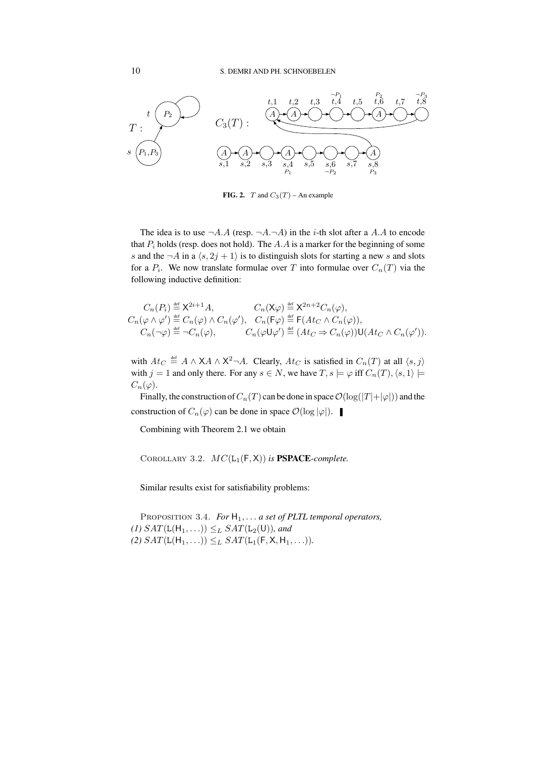**FIG. 2.** $T$ and $C_3(T)$ – An example

The idea is to use $\neg A.A$ (resp. $\neg A.\neg A$) in the $i$-th slot after a $A.A$ to encode that $P_i$ holds (resp. does not hold). The $A.A$ is a marker for the beginning of some $s$ and the $\neg A$ in a $\langle s, 2j+1\rangle$ is to distinguish slots for starting a new $s$ and slots for a $P_i$. We now translate formulae over $T$ into formulae over $C_n(T)$ via the following inductive definition:

$$
\begin{array}{ll}
C_n(P_i) \stackrel{\text{def}}{=} \mathsf{X}^{2i+1}A, & C_n(\mathsf{X}\varphi) \stackrel{\text{def}}{=} \mathsf{X}^{2n+2}C_n(\varphi), \\
C_n(\varphi \wedge \varphi') \stackrel{\text{def}}{=} C_n(\varphi) \wedge C_n(\varphi'), & C_n(\mathsf{F}\varphi) \stackrel{\text{def}}{=} \mathsf{F}(At_C \wedge C_n(\varphi)), \\
C_n(\neg\varphi) \stackrel{\text{def}}{=} \neg C_n(\varphi), & C_n(\varphi \mathsf{U} \varphi') \stackrel{\text{def}}{=} (At_C \Rightarrow C_n(\varphi))\mathsf{U}(At_C \wedge C_n(\varphi')).
\end{array}
$$

with $At_C \stackrel{\text{def}}{=} A \wedge \mathsf{X}A \wedge \mathsf{X}^2\neg A$. Clearly, $At_C$ is satisfied in $C_n(T)$ at all $\langle s, j\rangle$ with $j = 1$ and only there. For any $s \in N$, we have $T, s \models \varphi$ iff $C_n(T), \langle s, 1\rangle \models C_n(\varphi)$.

Finally, the construction of $C_n(T)$ can be done in space $\mathcal{O}(\log(|T|+|\varphi|))$ and the construction of $C_n(\varphi)$ can be done in space $\mathcal{O}(\log|\varphi|)$. ▌

Combining with Theorem 2.1 we obtain

COROLLARY 3.2. *$MC(\mathsf{L}_1(\mathsf{F}, \mathsf{X}))$ is* **PSPACE***-complete.*

Similar results exist for satisfiability problems:

PROPOSITION 3.4. *For $\mathsf{H}_1, \ldots$ a set of PLTL temporal operators,*
*(1) $SAT(\mathsf{L}(\mathsf{H}_1, \ldots)) \leq_L SAT(\mathsf{L}_2(\mathsf{U}))$, and*
*(2) $SAT(\mathsf{L}(\mathsf{H}_1, \ldots)) \leq_L SAT(\mathsf{L}_1(\mathsf{F}, \mathsf{X}, \mathsf{H}_1, \ldots))$.*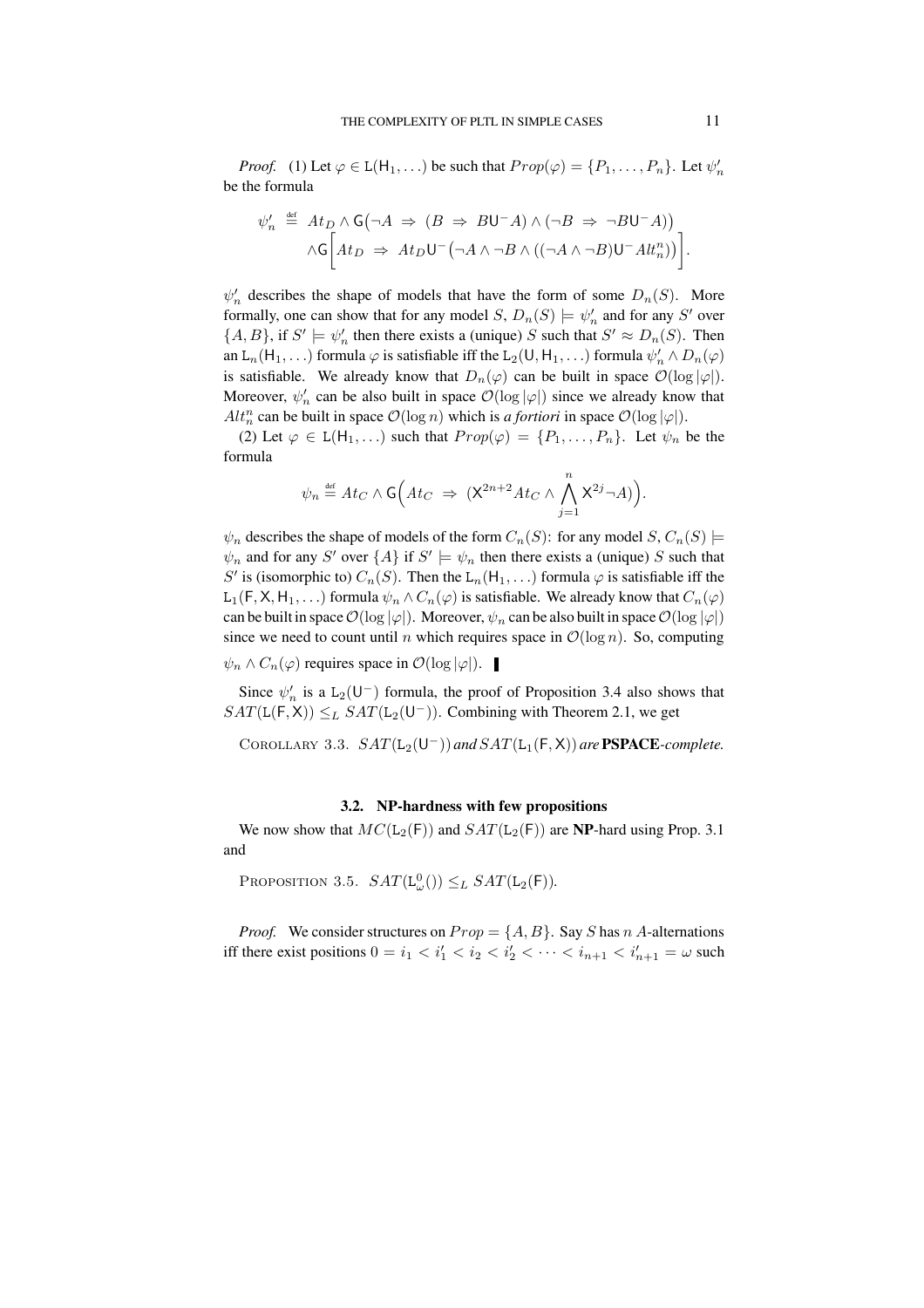*Proof.* (1) Let $\varphi \in \mathsf{L}(\mathsf{H}_1, \ldots)$ be such that $Prop(\varphi) = \{P_1, \ldots, P_n\}$. Let $\psi'_n$ be the formula

$$\psi'_n \stackrel{\text{def}}{=} At_D \wedge \mathsf{G}\big(\neg A \Rightarrow (B \Rightarrow B\mathsf{U}^- A) \wedge (\neg B \Rightarrow \neg B\mathsf{U}^- A)\big) \\ \wedge \mathsf{G}\Big[At_D \Rightarrow At_D\mathsf{U}^-\big(\neg A \wedge \neg B \wedge ((\neg A \wedge \neg B)\mathsf{U}^- Alt^n_n)\big)\Big].$$

$\psi'_n$ describes the shape of models that have the form of some $D_n(S)$. More formally, one can show that for any model $S$, $D_n(S) \models \psi'_n$ and for any $S'$ over $\{A, B\}$, if $S' \models \psi'_n$ then there exists a (unique) $S$ such that $S' \approx D_n(S)$. Then an $\mathsf{L}_n(\mathsf{H}_1, \ldots)$ formula $\varphi$ is satisfiable iff the $\mathsf{L}_2(\mathsf{U}, \mathsf{H}_1, \ldots)$ formula $\psi'_n \wedge D_n(\varphi)$ is satisfiable. We already know that $D_n(\varphi)$ can be built in space $\mathcal{O}(\log |\varphi|)$. Moreover, $\psi'_n$ can be also built in space $\mathcal{O}(\log |\varphi|)$ since we already know that $Alt^n_n$ can be built in space $\mathcal{O}(\log n)$ which is *a fortiori* in space $\mathcal{O}(\log |\varphi|)$.

(2) Let $\varphi \in \mathsf{L}(\mathsf{H}_1, \ldots)$ such that $Prop(\varphi) = \{P_1, \ldots, P_n\}$. Let $\psi_n$ be the formula

$$\psi_n \stackrel{\text{def}}{=} At_C \wedge \mathsf{G}\Big(At_C \Rightarrow (\mathsf{X}^{2n+2}At_C \wedge \bigwedge_{j=1}^{n} \mathsf{X}^{2j}\neg A)\Big).$$

$\psi_n$ describes the shape of models of the form $C_n(S)$: for any model $S$, $C_n(S) \models \psi_n$ and for any $S'$ over $\{A\}$ if $S' \models \psi_n$ then there exists a (unique) $S$ such that $S'$ is (isomorphic to) $C_n(S)$. Then the $\mathsf{L}_n(\mathsf{H}_1, \ldots)$ formula $\varphi$ is satisfiable iff the $\mathsf{L}_1(\mathsf{F}, \mathsf{X}, \mathsf{H}_1, \ldots)$ formula $\psi_n \wedge C_n(\varphi)$ is satisfiable. We already know that $C_n(\varphi)$ can be built in space $\mathcal{O}(\log |\varphi|)$. Moreover, $\psi_n$ can be also built in space $\mathcal{O}(\log |\varphi|)$ since we need to count until $n$ which requires space in $\mathcal{O}(\log n)$. So, computing $\psi_n \wedge C_n(\varphi)$ requires space in $\mathcal{O}(\log |\varphi|)$. ∎

Since $\psi'_n$ is a $\mathsf{L}_2(\mathsf{U}^-)$ formula, the proof of Proposition 3.4 also shows that $SAT(\mathsf{L}(\mathsf{F}, \mathsf{X})) \leq_L SAT(\mathsf{L}_2(\mathsf{U}^-))$. Combining with Theorem 2.1, we get

COROLLARY 3.3. *$SAT(\mathsf{L}_2(\mathsf{U}^-))$ and $SAT(\mathsf{L}_1(\mathsf{F}, \mathsf{X}))$ are* **PSPACE***-complete.*

### 3.2. NP-hardness with few propositions

We now show that $MC(\mathsf{L}_2(\mathsf{F}))$ and $SAT(\mathsf{L}_2(\mathsf{F}))$ are **NP**-hard using Prop. 3.1 and

PROPOSITION 3.5. *$SAT(\mathsf{L}^0_\omega()) \leq_L SAT(\mathsf{L}_2(\mathsf{F}))$.*

*Proof.* We consider structures on $Prop = \{A, B\}$. Say $S$ has $n$ $A$-alternations iff there exist positions $0 = i_1 < i'_1 < i_2 < i'_2 < \cdots < i_{n+1} < i'_{n+1} = \omega$ such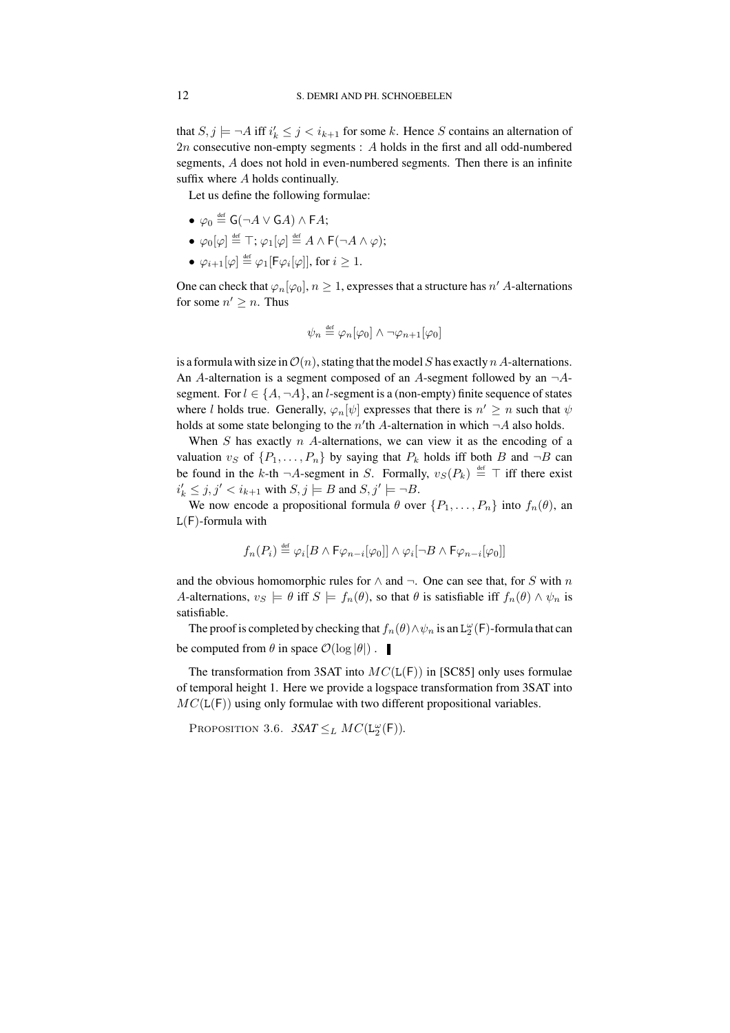that $S, j \models \neg A$ iff $i'_k \leq j < i_{k+1}$ for some $k$. Hence $S$ contains an alternation of $2n$ consecutive non-empty segments : $A$ holds in the first and all odd-numbered segments, $A$ does not hold in even-numbered segments. Then there is an infinite suffix where $A$ holds continually.

Let us define the following formulae:

- $\varphi_0 \stackrel{\text{def}}{=} \mathsf{G}(\neg A \vee \mathsf{G}A) \wedge \mathsf{F}A$;
- $\varphi_0[\varphi] \stackrel{\text{def}}{=} \top$; $\varphi_1[\varphi] \stackrel{\text{def}}{=} A \wedge \mathsf{F}(\neg A \wedge \varphi)$;
- $\varphi_{i+1}[\varphi] \stackrel{\text{def}}{=} \varphi_1[\mathsf{F}\varphi_i[\varphi]]$, for $i \geq 1$.

One can check that $\varphi_n[\varphi_0]$, $n \geq 1$, expresses that a structure has $n'$ $A$-alternations for some $n' \geq n$. Thus

$$\psi_n \stackrel{\text{def}}{=} \varphi_n[\varphi_0] \wedge \neg\varphi_{n+1}[\varphi_0]$$

is a formula with size in $\mathcal{O}(n)$, stating that the model $S$ has exactly $n$ $A$-alternations. An $A$-alternation is a segment composed of an $A$-segment followed by an $\neg A$-segment. For $l \in \{A, \neg A\}$, an $l$-segment is a (non-empty) finite sequence of states where $l$ holds true. Generally, $\varphi_n[\psi]$ expresses that there is $n' \geq n$ such that $\psi$ holds at some state belonging to the $n'$th $A$-alternation in which $\neg A$ also holds.

When $S$ has exactly $n$ $A$-alternations, we can view it as the encoding of a valuation $v_S$ of $\{P_1, \ldots, P_n\}$ by saying that $P_k$ holds iff both $B$ and $\neg B$ can be found in the $k$-th $\neg A$-segment in $S$. Formally, $v_S(P_k) \stackrel{\text{def}}{=} \top$ iff there exist $i'_k \leq j, j' < i_{k+1}$ with $S, j \models B$ and $S, j' \models \neg B$.

We now encode a propositional formula $\theta$ over $\{P_1, \ldots, P_n\}$ into $f_n(\theta)$, an $\mathsf{L}(\mathsf{F})$-formula with

$$f_n(P_i) \stackrel{\text{def}}{=} \varphi_i[B \wedge \mathsf{F}\varphi_{n-i}[\varphi_0]] \wedge \varphi_i[\neg B \wedge \mathsf{F}\varphi_{n-i}[\varphi_0]]$$

and the obvious homomorphic rules for $\wedge$ and $\neg$. One can see that, for $S$ with $n$ $A$-alternations, $v_S \models \theta$ iff $S \models f_n(\theta)$, so that $\theta$ is satisfiable iff $f_n(\theta) \wedge \psi_n$ is satisfiable.

The proof is completed by checking that $f_n(\theta) \wedge \psi_n$ is an $\mathsf{L}_2^\omega(\mathsf{F})$-formula that can be computed from $\theta$ in space $\mathcal{O}(\log |\theta|)$ . ∎

The transformation from 3SAT into $MC(\mathsf{L}(\mathsf{F}))$ in [SC85] only uses formulae of temporal height 1. Here we provide a logspace transformation from 3SAT into $MC(\mathsf{L}(\mathsf{F}))$ using only formulae with two different propositional variables.

PROPOSITION 3.6. *3SAT* $\leq_L MC(\mathsf{L}_2^\omega(\mathsf{F}))$.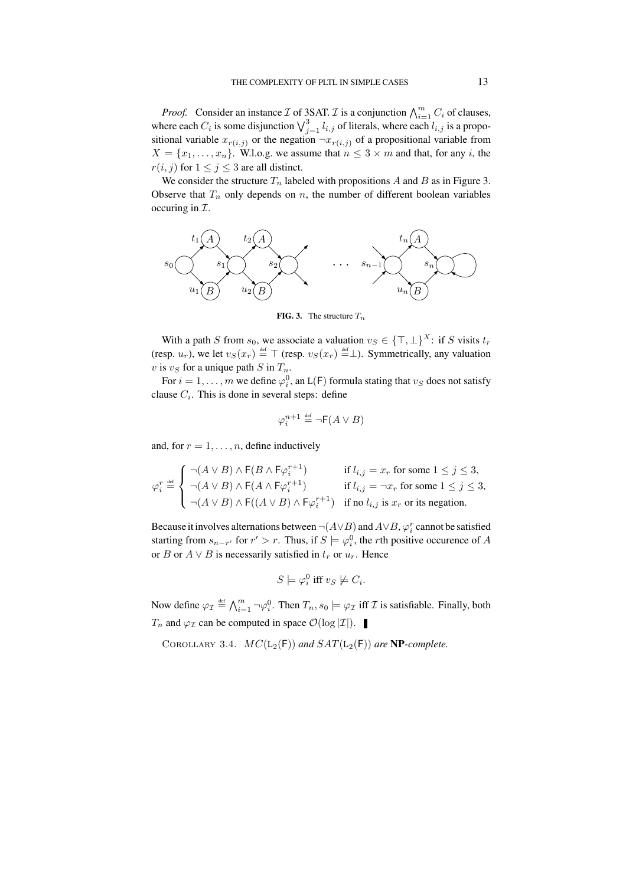*Proof.* Consider an instance $\mathcal{I}$ of 3SAT. $\mathcal{I}$ is a conjunction $\bigwedge_{i=1}^{m} C_i$ of clauses, where each $C_i$ is some disjunction $\bigvee_{j=1}^{3} l_{i,j}$ of literals, where each $l_{i,j}$ is a propositional variable $x_{r(i,j)}$ or the negation $\neg x_{r(i,j)}$ of a propositional variable from $X = \{x_1, \ldots, x_n\}$. W.l.o.g. we assume that $n \leq 3 \times m$ and that, for any $i$, the $r(i,j)$ for $1 \leq j \leq 3$ are all distinct.

We consider the structure $T_n$ labeled with propositions $A$ and $B$ as in Figure 3. Observe that $T_n$ only depends on $n$, the number of different boolean variables occuring in $\mathcal{I}$.

**FIG. 3.** The structure $T_n$

With a path $S$ from $s_0$, we associate a valuation $v_S \in \{\top, \bot\}^X$: if $S$ visits $t_r$ (resp. $u_r$), we let $v_S(x_r) \stackrel{\text{def}}{=} \top$ (resp. $v_S(x_r) \stackrel{\text{def}}{=} \bot$). Symmetrically, any valuation $v$ is $v_S$ for a unique path $S$ in $T_n$.

For $i = 1, \ldots, m$ we define $\varphi_i^0$, an $\mathsf{L}(\mathsf{F})$ formula stating that $v_S$ does not satisfy clause $C_i$. This is done in several steps: define

$$\varphi_i^{n+1} \stackrel{\text{def}}{=} \neg \mathsf{F}(A \vee B)$$

and, for $r = 1, \ldots, n$, define inductively

$$\varphi_i^r \stackrel{\text{def}}{=} \begin{cases} \neg(A \vee B) \wedge \mathsf{F}(B \wedge \mathsf{F}\varphi_i^{r+1}) & \text{if } l_{i,j} = x_r \text{ for some } 1 \leq j \leq 3, \\ \neg(A \vee B) \wedge \mathsf{F}(A \wedge \mathsf{F}\varphi_i^{r+1}) & \text{if } l_{i,j} = \neg x_r \text{ for some } 1 \leq j \leq 3, \\ \neg(A \vee B) \wedge \mathsf{F}((A \vee B) \wedge \mathsf{F}\varphi_i^{r+1}) & \text{if no } l_{i,j} \text{ is } x_r \text{ or its negation.} \end{cases}$$

Because it involves alternations between $\neg(A \vee B)$ and $A \vee B$, $\varphi_i^r$ cannot be satisfied starting from $s_{n-r'}$ for $r' > r$. Thus, if $S \models \varphi_i^0$, the $r$th positive occurence of $A$ or $B$ or $A \vee B$ is necessarily satisfied in $t_r$ or $u_r$. Hence

$$S \models \varphi_i^0 \text{ iff } v_S \not\models C_i.$$

Now define $\varphi_{\mathcal{I}} \stackrel{\text{def}}{=} \bigwedge_{i=1}^{m} \neg \varphi_i^0$. Then $T_n, s_0 \models \varphi_{\mathcal{I}}$ iff $\mathcal{I}$ is satisfiable. Finally, both $T_n$ and $\varphi_{\mathcal{I}}$ can be computed in space $\mathcal{O}(\log |\mathcal{I}|)$. ∎

COROLLARY 3.4. *$MC(\mathsf{L}_2(\mathsf{F}))$ and $SAT(\mathsf{L}_2(\mathsf{F}))$ are* **NP***-complete.*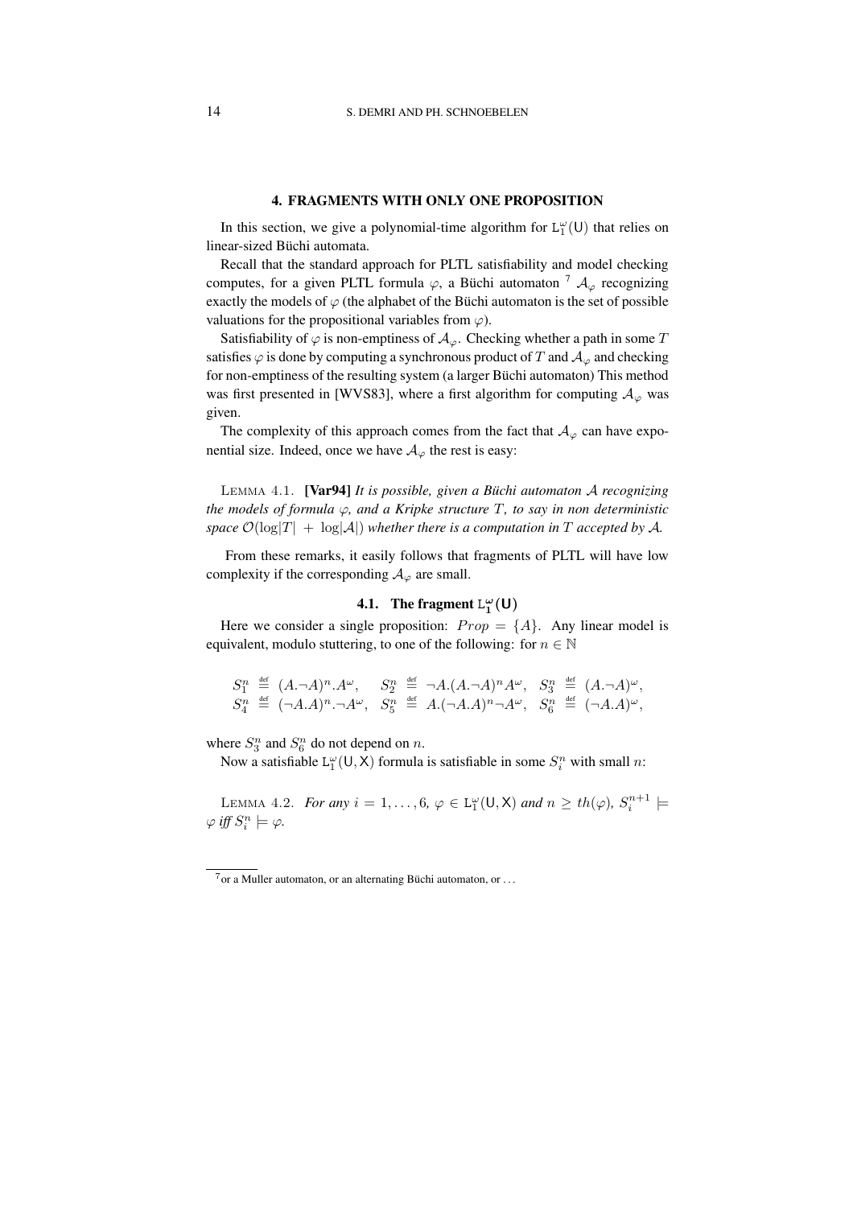## 4. FRAGMENTS WITH ONLY ONE PROPOSITION

In this section, we give a polynomial-time algorithm for $\mathtt{L}^{\omega}_{1}(\mathsf{U})$ that relies on linear-sized Büchi automata.

Recall that the standard approach for PLTL satisfiability and model checking computes, for a given PLTL formula $\varphi$, a Büchi automaton [7] $\mathcal{A}_\varphi$ recognizing exactly the models of $\varphi$ (the alphabet of the Büchi automaton is the set of possible valuations for the propositional variables from $\varphi$).

Satisfiability of $\varphi$ is non-emptiness of $\mathcal{A}_\varphi$. Checking whether a path in some $T$ satisfies $\varphi$ is done by computing a synchronous product of $T$ and $\mathcal{A}_\varphi$ and checking for non-emptiness of the resulting system (a larger Büchi automaton) This method was first presented in [WVS83], where a first algorithm for computing $\mathcal{A}_\varphi$ was given.

The complexity of this approach comes from the fact that $\mathcal{A}_\varphi$ can have exponential size. Indeed, once we have $\mathcal{A}_\varphi$ the rest is easy:

LEMMA 4.1. **[Var94]** *It is possible, given a Büchi automaton $\mathcal{A}$ recognizing the models of formula $\varphi$, and a Kripke structure $T$, to say in non deterministic space $\mathcal{O}(\log|T| + \log|\mathcal{A}|)$ whether there is a computation in $T$ accepted by $\mathcal{A}$.*

From these remarks, it easily follows that fragments of PLTL will have low complexity if the corresponding $\mathcal{A}_\varphi$ are small.

### 4.1. The fragment $\mathtt{L}^{\omega}_{1}(\mathsf{U})$

Here we consider a single proposition: $Prop = \{A\}$. Any linear model is equivalent, modulo stuttering, to one of the following: for $n \in \mathbb{N}$

$$
\begin{array}{lll}
S_1^n \stackrel{\text{def}}{=} (A.\neg A)^n.A^\omega, & S_2^n \stackrel{\text{def}}{=} \neg A.(A.\neg A)^n A^\omega, & S_3^n \stackrel{\text{def}}{=} (A.\neg A)^\omega, \\
S_4^n \stackrel{\text{def}}{=} (\neg A.A)^n.\neg A^\omega, & S_5^n \stackrel{\text{def}}{=} A.(\neg A.A)^n \neg A^\omega, & S_6^n \stackrel{\text{def}}{=} (\neg A.A)^\omega,
\end{array}
$$

where $S_3^n$ and $S_6^n$ do not depend on $n$.

Now a satisfiable $\mathtt{L}^{\omega}_{1}(\mathsf{U},\mathsf{X})$ formula is satisfiable in some $S_i^n$ with small $n$:

LEMMA 4.2. *For any $i = 1, \ldots, 6$, $\varphi \in \mathtt{L}^{\omega}_{1}(\mathsf{U},\mathsf{X})$ and $n \geq th(\varphi)$, $S_i^{n+1} \models \varphi$ iff $S_i^n \models \varphi$.*

[7] or a Muller automaton, or an alternating Büchi automaton, or ...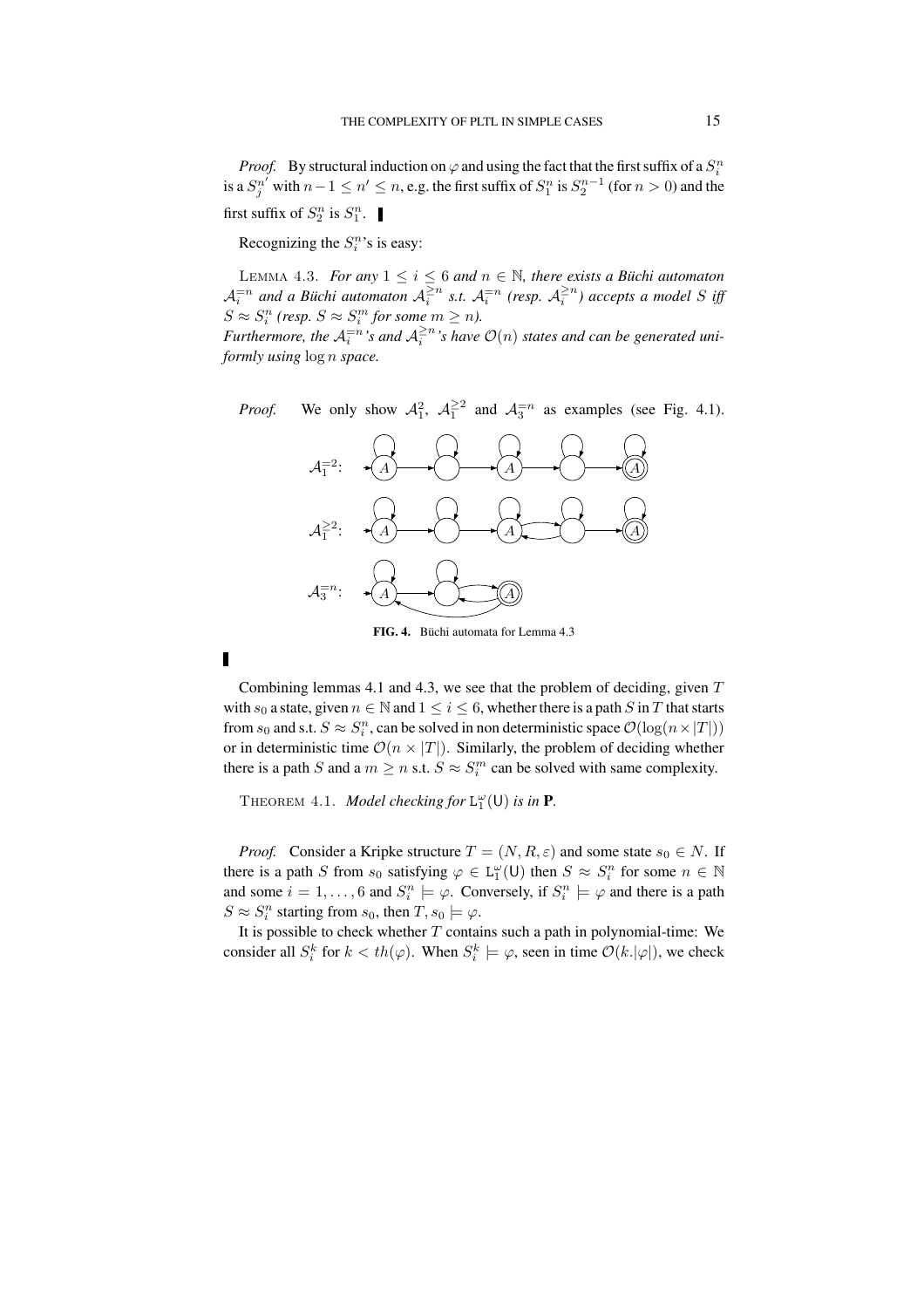*Proof.* By structural induction on $\varphi$ and using the fact that the first suffix of a $S_i^n$ is a $S_j^{n'}$ with $n-1 \leq n' \leq n$, e.g. the first suffix of $S_1^n$ is $S_2^{n-1}$ (for $n > 0$) and the first suffix of $S_2^n$ is $S_1^n$. ▌

Recognizing the $S_i^n$'s is easy:

LEMMA 4.3. *For any $1 \leq i \leq 6$ and $n \in \mathbb{N}$, there exists a Büchi automaton $\mathcal{A}_i^{=n}$ and a Büchi automaton $\mathcal{A}_i^{\geq n}$ s.t. $\mathcal{A}_i^{=n}$ (resp. $\mathcal{A}_i^{\geq n}$) accepts a model $S$ iff $S \approx S_i^n$ (resp. $S \approx S_i^m$ for some $m \geq n$).*
*Furthermore, the $\mathcal{A}_i^{=n}$'s and $\mathcal{A}_i^{\geq n}$'s have $\mathcal{O}(n)$ states and can be generated uniformly using $\log n$ space.*

*Proof.* We only show $\mathcal{A}_1^2$, $\mathcal{A}_1^{\geq 2}$ and $\mathcal{A}_3^{=n}$ as examples (see Fig. 4.1).

**FIG. 4.** Büchi automata for Lemma 4.3

▌

Combining lemmas 4.1 and 4.3, we see that the problem of deciding, given $T$ with $s_0$ a state, given $n \in \mathbb{N}$ and $1 \leq i \leq 6$, whether there is a path $S$ in $T$ that starts from $s_0$ and s.t. $S \approx S_i^n$, can be solved in non deterministic space $\mathcal{O}(\log(n \times |T|))$ or in deterministic time $\mathcal{O}(n \times |T|)$. Similarly, the problem of deciding whether there is a path $S$ and a $m \geq n$ s.t. $S \approx S_i^m$ can be solved with same complexity.

THEOREM 4.1. *Model checking for $\mathtt{L}_1^\omega(\mathsf{U})$ is in* **P**.

*Proof.* Consider a Kripke structure $T = (N, R, \varepsilon)$ and some state $s_0 \in N$. If there is a path $S$ from $s_0$ satisfying $\varphi \in \mathtt{L}_1^\omega(\mathsf{U})$ then $S \approx S_i^n$ for some $n \in \mathbb{N}$ and some $i = 1, \ldots, 6$ and $S_i^n \models \varphi$. Conversely, if $S_i^n \models \varphi$ and there is a path $S \approx S_i^n$ starting from $s_0$, then $T, s_0 \models \varphi$.

It is possible to check whether $T$ contains such a path in polynomial-time: We consider all $S_i^k$ for $k < th(\varphi)$. When $S_i^k \models \varphi$, seen in time $\mathcal{O}(k.|\varphi|)$, we check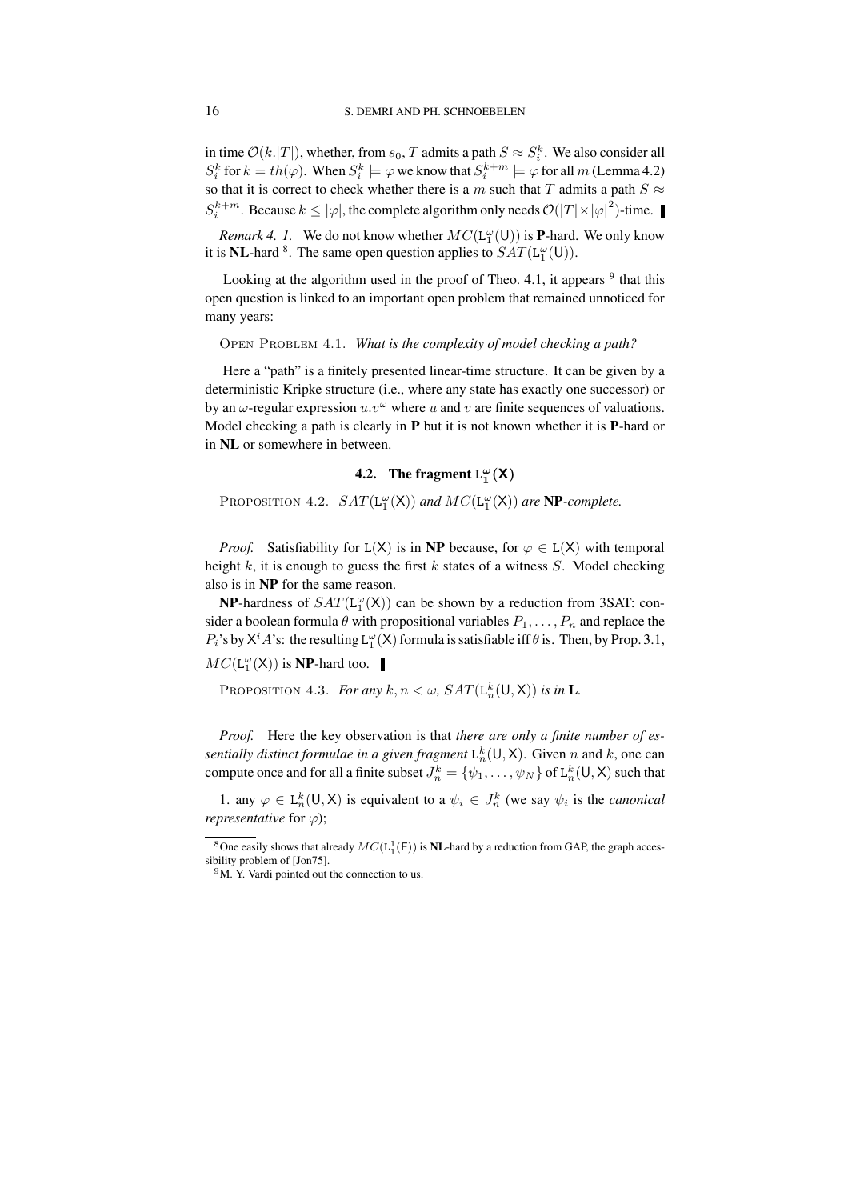in time $\mathcal{O}(k.|T|)$, whether, from $s_0$, $T$ admits a path $S \approx S_i^k$. We also consider all $S_i^k$ for $k = th(\varphi)$. When $S_i^k \models \varphi$ we know that $S_i^{k+m} \models \varphi$ for all $m$ (Lemma 4.2) so that it is correct to check whether there is a $m$ such that $T$ admits a path $S \approx S_i^{k+m}$. Because $k \leq |\varphi|$, the complete algorithm only needs $\mathcal{O}(|T| \times |\varphi|^2)$-time. ▌

*Remark 4. 1.* We do not know whether $MC(\mathtt{L}_1^\omega(\mathsf{U}))$ is **P**-hard. We only know it is **NL**-hard [8]. The same open question applies to $SAT(\mathtt{L}_1^\omega(\mathsf{U}))$.

Looking at the algorithm used in the proof of Theo. 4.1, it appears [9] that this open question is linked to an important open problem that remained unnoticed for many years:

OPEN PROBLEM 4.1. *What is the complexity of model checking a path?*

Here a "path" is a finitely presented linear-time structure. It can be given by a deterministic Kripke structure (i.e., where any state has exactly one successor) or by an $\omega$-regular expression $u.v^\omega$ where $u$ and $v$ are finite sequences of valuations. Model checking a path is clearly in **P** but it is not known whether it is **P**-hard or in **NL** or somewhere in between.

### 4.2. The fragment $\mathtt{L}_1^\omega(\mathsf{X})$

PROPOSITION 4.2. *$SAT(\mathtt{L}_1^\omega(\mathsf{X}))$ and $MC(\mathtt{L}_1^\omega(\mathsf{X}))$ are **NP**-complete.*

*Proof.* Satisfiability for $\mathtt{L}(\mathsf{X})$ is in **NP** because, for $\varphi \in \mathtt{L}(\mathsf{X})$ with temporal height $k$, it is enough to guess the first $k$ states of a witness $S$. Model checking also is in **NP** for the same reason.

**NP**-hardness of $SAT(\mathtt{L}_1^\omega(\mathsf{X}))$ can be shown by a reduction from 3SAT: consider a boolean formula $\theta$ with propositional variables $P_1, \ldots, P_n$ and replace the $P_i$'s by $\mathsf{X}^i A$'s: the resulting $\mathtt{L}_1^\omega(\mathsf{X})$ formula is satisfiable iff $\theta$ is. Then, by Prop. 3.1, $MC(\mathtt{L}_1^\omega(\mathsf{X}))$ is **NP**-hard too. ▌

PROPOSITION 4.3. *For any $k, n < \omega$, $SAT(\mathtt{L}_n^k(\mathsf{U}, \mathsf{X}))$ is in **L**.*

*Proof.* Here the key observation is that *there are only a finite number of essentially distinct formulae in a given fragment $\mathtt{L}_n^k(\mathsf{U}, \mathsf{X})$*. Given $n$ and $k$, one can compute once and for all a finite subset $J_n^k = \{\psi_1, \ldots, \psi_N\}$ of $\mathtt{L}_n^k(\mathsf{U}, \mathsf{X})$ such that

1. any $\varphi \in \mathtt{L}_n^k(\mathsf{U}, \mathsf{X})$ is equivalent to a $\psi_i \in J_n^k$ (we say $\psi_i$ is the *canonical representative* for $\varphi$);

---

[8] One easily shows that already $MC(\mathtt{L}_1^1(\mathsf{F}))$ is **NL**-hard by a reduction from GAP, the graph accessibility problem of [Jon75].

[9] M. Y. Vardi pointed out the connection to us.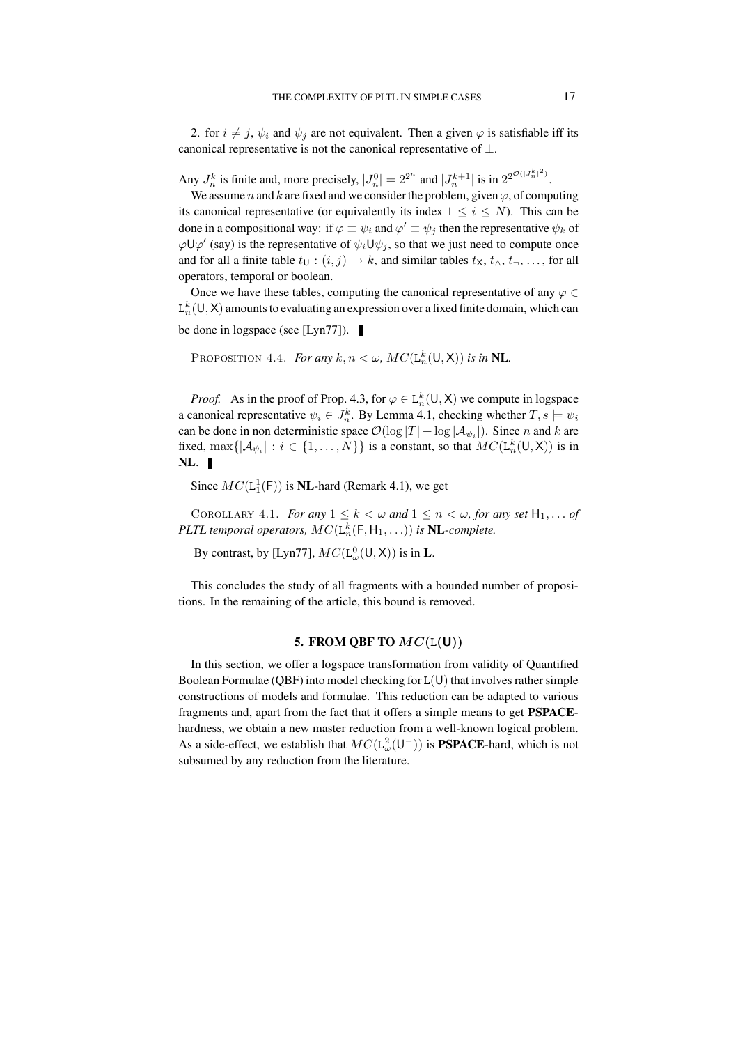2. for $i \neq j$, $\psi_i$ and $\psi_j$ are not equivalent. Then a given $\varphi$ is satisfiable iff its canonical representative is not the canonical representative of $\perp$.

Any $J_n^k$ is finite and, more precisely, $|J_n^0| = 2^{2^n}$ and $|J_n^{k+1}|$ is in $2^{2^{\mathcal{O}(|J_n^k|^2)}}$.

We assume $n$ and $k$ are fixed and we consider the problem, given $\varphi$, of computing its canonical representative (or equivalently its index $1 \leq i \leq N$). This can be done in a compositional way: if $\varphi \equiv \psi_i$ and $\varphi' \equiv \psi_j$ then the representative $\psi_k$ of $\varphi \mathsf{U} \varphi'$ (say) is the representative of $\psi_i \mathsf{U} \psi_j$, so that we just need to compute once and for all a finite table $t_\mathsf{U} : (i,j) \mapsto k$, and similar tables $t_\mathsf{X}$, $t_\wedge$, $t_\neg$, …, for all operators, temporal or boolean.

Once we have these tables, computing the canonical representative of any $\varphi \in \mathsf{L}_n^k(\mathsf{U},\mathsf{X})$ amounts to evaluating an expression over a fixed finite domain, which can be done in logspace (see [Lyn77]). ▌

PROPOSITION 4.4. *For any $k, n < \omega$, $MC(\mathsf{L}_n^k(\mathsf{U},\mathsf{X}))$ is in* **NL**.

*Proof.* As in the proof of Prop. 4.3, for $\varphi \in \mathsf{L}_n^k(\mathsf{U},\mathsf{X})$ we compute in logspace a canonical representative $\psi_i \in J_n^k$. By Lemma 4.1, checking whether $T, s \models \psi_i$ can be done in non deterministic space $\mathcal{O}(\log |T| + \log |\mathcal{A}_{\psi_i}|)$. Since $n$ and $k$ are fixed, $\max\{|\mathcal{A}_{\psi_i}| : i \in \{1,\ldots,N\}\}$ is a constant, so that $MC(\mathsf{L}_n^k(\mathsf{U},\mathsf{X}))$ is in **NL**. ▌

Since $MC(\mathsf{L}_1^1(\mathsf{F}))$ is **NL**-hard (Remark 4.1), we get

COROLLARY 4.1. *For any $1 \leq k < \omega$ and $1 \leq n < \omega$, for any set $\mathsf{H}_1, \ldots$ of PLTL temporal operators, $MC(\mathsf{L}_n^k(\mathsf{F},\mathsf{H}_1,\ldots))$ is* **NL**-*complete.*

By contrast, by [Lyn77], $MC(\mathsf{L}_\omega^0(\mathsf{U},\mathsf{X}))$ is in **L**.

This concludes the study of all fragments with a bounded number of propositions. In the remaining of the article, this bound is removed.

## 5. FROM QBF TO $MC(\mathsf{L}(\mathsf{U}))$

In this section, we offer a logspace transformation from validity of Quantified Boolean Formulae (QBF) into model checking for $\mathsf{L}(\mathsf{U})$ that involves rather simple constructions of models and formulae. This reduction can be adapted to various fragments and, apart from the fact that it offers a simple means to get **PSPACE**-hardness, we obtain a new master reduction from a well-known logical problem. As a side-effect, we establish that $MC(\mathsf{L}_\omega^2(\mathsf{U}^-))$ is **PSPACE**-hard, which is not subsumed by any reduction from the literature.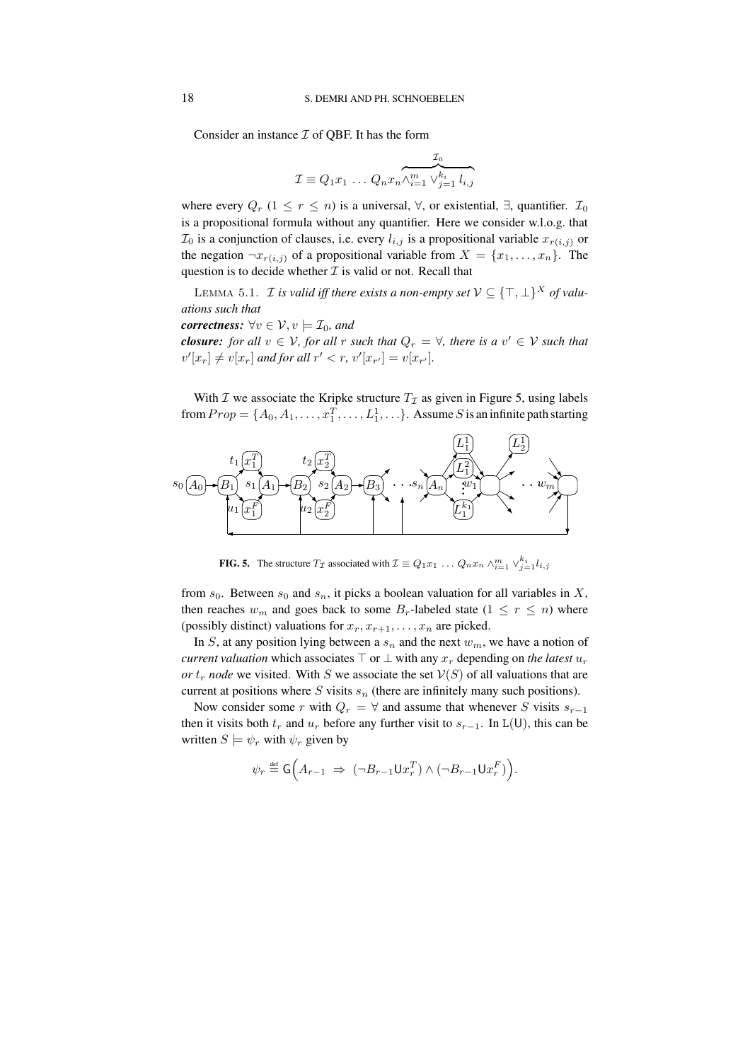Consider an instance $\mathcal{I}$ of QBF. It has the form

$$\mathcal{I} \equiv Q_1 x_1 \; \ldots \; Q_n x_n \overbrace{\wedge_{i=1}^{m} \vee_{j=1}^{k_i} l_{i,j}}^{\mathcal{I}_0}$$

where every $Q_r$ ($1 \leq r \leq n$) is a universal, $\forall$, or existential, $\exists$, quantifier. $\mathcal{I}_0$ is a propositional formula without any quantifier. Here we consider w.l.o.g. that $\mathcal{I}_0$ is a conjunction of clauses, i.e. every $l_{i,j}$ is a propositional variable $x_{r(i,j)}$ or the negation $\neg x_{r(i,j)}$ of a propositional variable from $X = \{x_1, \ldots, x_n\}$. The question is to decide whether $\mathcal{I}$ is valid or not. Recall that

LEMMA 5.1. *$\mathcal{I}$ is valid iff there exists a non-empty set $\mathcal{V} \subseteq \{\top, \bot\}^X$ of valuations such that*
***correctness:*** *$\forall v \in \mathcal{V}, v \models \mathcal{I}_0$, and*
***closure:*** *for all $v \in \mathcal{V}$, for all $r$ such that $Q_r = \forall$, there is a $v' \in \mathcal{V}$ such that $v'[x_r] \neq v[x_r]$ and for all $r' < r$, $v'[x_{r'}] = v[x_{r'}]$.*

With $\mathcal{I}$ we associate the Kripke structure $T_{\mathcal{I}}$ as given in Figure 5, using labels from $Prop = \{A_0, A_1, \ldots, x_1^T, \ldots, L_1^1, \ldots\}$. Assume $S$ is an infinite path starting from $s_0$. Between $s_0$ and $s_n$, it picks a boolean valuation for all variables in $X$, then reaches $w_m$ and goes back to some $B_r$-labeled state ($1 \leq r \leq n$) where (possibly distinct) valuations for $x_r, x_{r+1}, \ldots, x_n$ are picked.

**FIG. 5.** The structure $T_{\mathcal{I}}$ associated with $\mathcal{I} \equiv Q_1 x_1 \; \ldots \; Q_n x_n \wedge_{i=1}^{m} \vee_{j=1}^{k_i} l_{i,j}$

In $S$, at any position lying between a $s_n$ and the next $w_m$, we have a notion of *current valuation* which associates $\top$ or $\bot$ with any $x_r$ depending on *the latest $u_r$ or $t_r$ node* we visited. With $S$ we associate the set $\mathcal{V}(S)$ of all valuations that are current at positions where $S$ visits $s_n$ (there are infinitely many such positions).

Now consider some $r$ with $Q_r = \forall$ and assume that whenever $S$ visits $s_{r-1}$ then it visits both $t_r$ and $u_r$ before any further visit to $s_{r-1}$. In L(U), this can be written $S \models \psi_r$ with $\psi_r$ given by

$$\psi_r \stackrel{\text{def}}{=} \mathsf{G}\Big(A_{r-1} \;\Rightarrow\; (\neg B_{r-1} \mathsf{U} x_r^T) \wedge (\neg B_{r-1} \mathsf{U} x_r^F)\Big).$$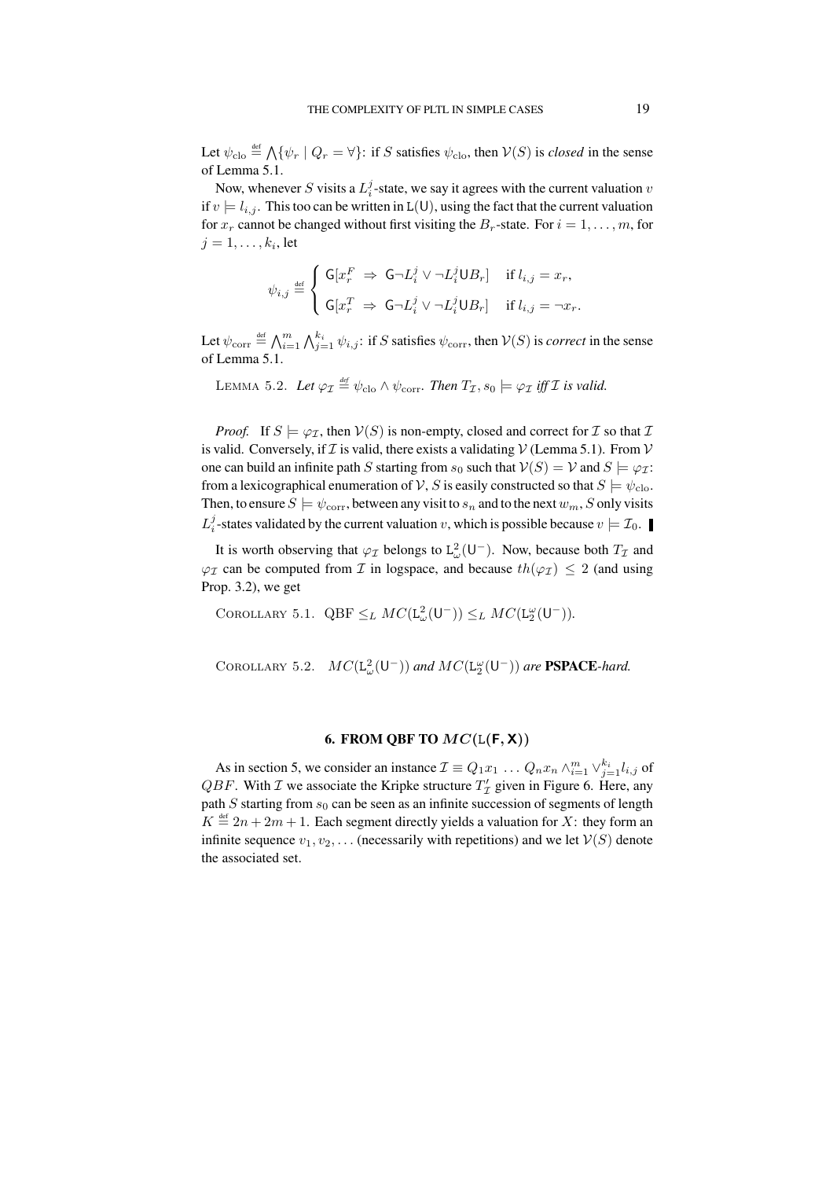Let $\psi_{\text{clo}} \stackrel{\text{def}}{=} \bigwedge\{\psi_r \mid Q_r = \forall\}$: if $S$ satisfies $\psi_{\text{clo}}$, then $\mathcal{V}(S)$ is *closed* in the sense of Lemma 5.1.

Now, whenever $S$ visits a $L_i^j$-state, we say it agrees with the current valuation $v$ if $v \models l_{i,j}$. This too can be written in $\mathsf{L}(\mathsf{U})$, using the fact that the current valuation for $x_r$ cannot be changed without first visiting the $B_r$-state. For $i = 1, \ldots, m$, for $j = 1, \ldots, k_i$, let

$$\psi_{i,j} \stackrel{\text{def}}{=} \begin{cases} \mathsf{G}[x_r^F \ \Rightarrow\ \mathsf{G}\neg L_i^j \vee \neg L_i^j \mathsf{U} B_r] & \text{if } l_{i,j} = x_r, \\ \mathsf{G}[x_r^T \ \Rightarrow\ \mathsf{G}\neg L_i^j \vee \neg L_i^j \mathsf{U} B_r] & \text{if } l_{i,j} = \neg x_r. \end{cases}$$

Let $\psi_{\text{corr}} \stackrel{\text{def}}{=} \bigwedge_{i=1}^{m} \bigwedge_{j=1}^{k_i} \psi_{i,j}$: if $S$ satisfies $\psi_{\text{corr}}$, then $\mathcal{V}(S)$ is *correct* in the sense of Lemma 5.1.

LEMMA 5.2. *Let $\varphi_{\mathcal{I}} \stackrel{\text{def}}{=} \psi_{\text{clo}} \wedge \psi_{\text{corr}}$. Then $T_{\mathcal{I}}, s_0 \models \varphi_{\mathcal{I}}$ iff $\mathcal{I}$ is valid.*

*Proof.* If $S \models \varphi_{\mathcal{I}}$, then $\mathcal{V}(S)$ is non-empty, closed and correct for $\mathcal{I}$ so that $\mathcal{I}$ is valid. Conversely, if $\mathcal{I}$ is valid, there exists a validating $\mathcal{V}$ (Lemma 5.1). From $\mathcal{V}$ one can build an infinite path $S$ starting from $s_0$ such that $\mathcal{V}(S) = \mathcal{V}$ and $S \models \varphi_{\mathcal{I}}$: from a lexicographical enumeration of $\mathcal{V}$, $S$ is easily constructed so that $S \models \psi_{\text{clo}}$. Then, to ensure $S \models \psi_{\text{corr}}$, between any visit to $s_n$ and to the next $w_m$, $S$ only visits $L_i^j$-states validated by the current valuation $v$, which is possible because $v \models \mathcal{I}_0$. ∎

It is worth observing that $\varphi_{\mathcal{I}}$ belongs to $\mathsf{L}^2_\omega(\mathsf{U}^-)$. Now, because both $T_{\mathcal{I}}$ and $\varphi_{\mathcal{I}}$ can be computed from $\mathcal{I}$ in logspace, and because $th(\varphi_{\mathcal{I}}) \leq 2$ (and using Prop. 3.2), we get

COROLLARY 5.1. $\text{QBF} \leq_L MC(\mathsf{L}^2_\omega(\mathsf{U}^-)) \leq_L MC(\mathsf{L}^\omega_2(\mathsf{U}^-))$.

COROLLARY 5.2. *$MC(\mathsf{L}^2_\omega(\mathsf{U}^-))$ and $MC(\mathsf{L}^\omega_2(\mathsf{U}^-))$ are* **PSPACE***-hard.*

## 6. FROM QBF TO $MC(\mathsf{L}(\mathsf{F}, \mathsf{X}))$

As in section 5, we consider an instance $\mathcal{I} \equiv Q_1 x_1 \ldots Q_n x_n \wedge_{i=1}^{m} \vee_{j=1}^{k_i} l_{i,j}$ of $QBF$. With $\mathcal{I}$ we associate the Kripke structure $T'_{\mathcal{I}}$ given in Figure 6. Here, any path $S$ starting from $s_0$ can be seen as an infinite succession of segments of length $K \stackrel{\text{def}}{=} 2n + 2m + 1$. Each segment directly yields a valuation for $X$: they form an infinite sequence $v_1, v_2, \ldots$ (necessarily with repetitions) and we let $\mathcal{V}(S)$ denote the associated set.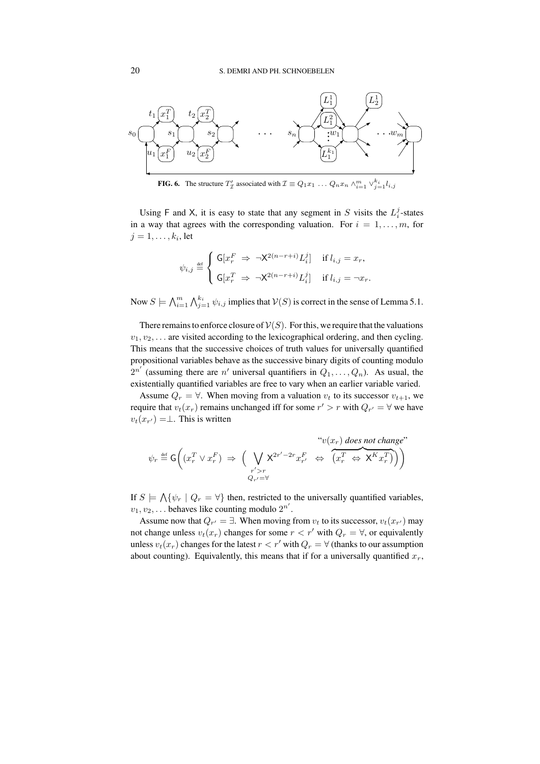**FIG. 6.** The structure $T'_{\mathcal{I}}$ associated with $\mathcal{I} \equiv Q_1 x_1 \ldots Q_n x_n \wedge_{i=1}^m \vee_{j=1}^{k_i} l_{i,j}$

Using $\mathsf{F}$ and $\mathsf{X}$, it is easy to state that any segment in $S$ visits the $L_i^j$-states in a way that agrees with the corresponding valuation. For $i = 1, \ldots, m$, for $j = 1, \ldots, k_i$, let

$$\psi_{i,j} \stackrel{\text{def}}{=} \begin{cases} \mathsf{G}[x_r^F \Rightarrow \neg \mathsf{X}^{2(n-r+i)} L_i^j] & \text{if } l_{i,j} = x_r, \\ \mathsf{G}[x_r^T \Rightarrow \neg \mathsf{X}^{2(n-r+i)} L_i^j] & \text{if } l_{i,j} = \neg x_r. \end{cases}$$

Now $S \models \bigwedge_{i=1}^m \bigwedge_{j=1}^{k_i} \psi_{i,j}$ implies that $\mathcal{V}(S)$ is correct in the sense of Lemma 5.1.

There remains to enforce closure of $\mathcal{V}(S)$. For this, we require that the valuations $v_1, v_2, \ldots$ are visited according to the lexicographical ordering, and then cycling. This means that the successive choices of truth values for universally quantified propositional variables behave as the successive binary digits of counting modulo $2^{n'}$ (assuming there are $n'$ universal quantifiers in $Q_1, \ldots, Q_n$). As usual, the existentially quantified variables are free to vary when an earlier variable varied.

Assume $Q_r = \forall$. When moving from a valuation $v_t$ to its successor $v_{t+1}$, we require that $v_t(x_r)$ remains unchanged iff for some $r' > r$ with $Q_{r'} = \forall$ we have $v_t(x_{r'}) = \bot$. This is written

$$\psi_r \stackrel{\text{def}}{=} \mathsf{G}\Big( (x_r^T \vee x_r^F) \Rightarrow \Big( \bigvee_{\substack{r' > r \\ Q_{r'} = \forall}} \mathsf{X}^{2r' - 2r} x_{r'}^F \Leftrightarrow \overbrace{(x_r^T \Leftrightarrow \mathsf{X}^K x_r^T)}^{\text{“}v(x_r) \textit{ does not change}\text{”}} \Big) \Big)$$

If $S \models \bigwedge \{\psi_r \mid Q_r = \forall\}$ then, restricted to the universally quantified variables, $v_1, v_2, \ldots$ behaves like counting modulo $2^{n'}$.

Assume now that $Q_{r'} = \exists$. When moving from $v_t$ to its successor, $v_t(x_{r'})$ may not change unless $v_t(x_r)$ changes for some $r < r'$ with $Q_r = \forall$, or equivalently unless $v_t(x_r)$ changes for the latest $r < r'$ with $Q_r = \forall$ (thanks to our assumption about counting). Equivalently, this means that if for a universally quantified $x_r$,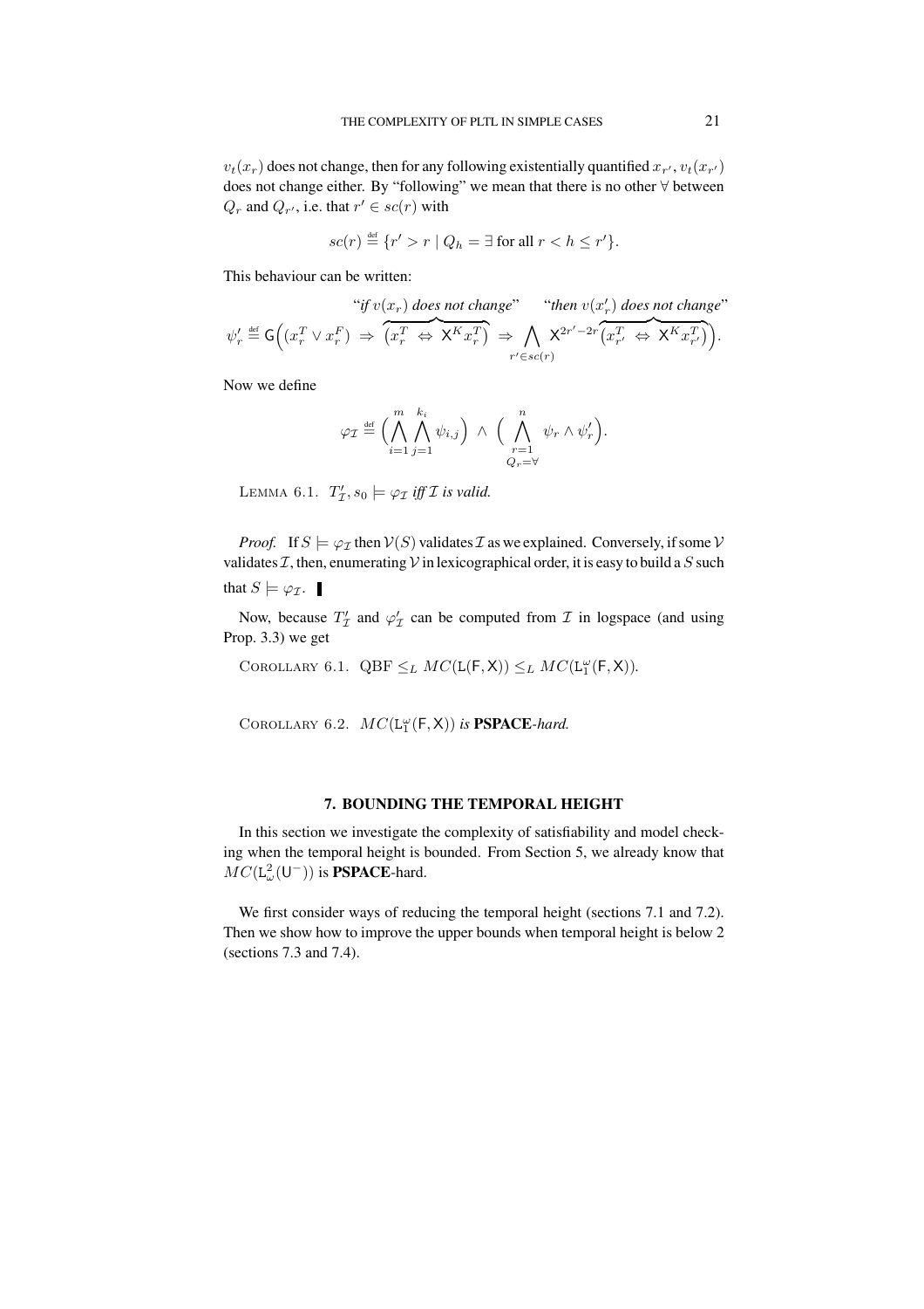$v_t(x_r)$ does not change, then for any following existentially quantified $x_{r'}$, $v_t(x_{r'})$ does not change either. By "following" we mean that there is no other $\forall$ between $Q_r$ and $Q_{r'}$, i.e. that $r' \in sc(r)$ with

$$sc(r) \stackrel{\text{def}}{=} \{r' > r \mid Q_h = \exists \text{ for all } r < h \leq r'\}.$$

This behaviour can be written:

$$\psi'_r \stackrel{\text{def}}{=} \mathsf{G}\Big((x_r^T \vee x_r^F) \Rightarrow \overbrace{\big(x_r^T \Leftrightarrow \mathsf{X}^K x_r^T\big)}^{\text{"if } v(x_r) \text{ does not change"}} \Rightarrow \bigwedge_{r' \in sc(r)} \mathsf{X}^{2r'-2r} \overbrace{\big(x_{r'}^T \Leftrightarrow \mathsf{X}^K x_{r'}^T\big)}^{\text{"then } v(x'_r) \text{ does not change"}}\Big).$$

Now we define

$$\varphi_{\mathcal{I}} \stackrel{\text{def}}{=} \Big(\bigwedge_{i=1}^{m} \bigwedge_{j=1}^{k_i} \psi_{i,j}\Big) \wedge \Big(\bigwedge_{\substack{r=1 \\ Q_r = \forall}}^{n} \psi_r \wedge \psi'_r\Big).$$

LEMMA 6.1. *$T'_{\mathcal{I}}, s_0 \models \varphi_{\mathcal{I}}$ iff $\mathcal{I}$ is valid.*

*Proof.* If $S \models \varphi_{\mathcal{I}}$ then $\mathcal{V}(S)$ validates $\mathcal{I}$ as we explained. Conversely, if some $\mathcal{V}$ validates $\mathcal{I}$, then, enumerating $\mathcal{V}$ in lexicographical order, it is easy to build a $S$ such that $S \models \varphi_{\mathcal{I}}$. ∎

Now, because $T'_{\mathcal{I}}$ and $\varphi'_{\mathcal{I}}$ can be computed from $\mathcal{I}$ in logspace (and using Prop. 3.3) we get

COROLLARY 6.1. $\text{QBF} \leq_L MC(\mathsf{L}(\mathsf{F}, \mathsf{X})) \leq_L MC(\mathsf{L}_1^{\omega}(\mathsf{F}, \mathsf{X}))$.

COROLLARY 6.2. *$MC(\mathsf{L}_1^{\omega}(\mathsf{F}, \mathsf{X}))$ is **PSPACE**-hard.*

## 7. BOUNDING THE TEMPORAL HEIGHT

In this section we investigate the complexity of satisfiability and model checking when the temporal height is bounded. From Section 5, we already know that $MC(\mathsf{L}_{\omega}^{2}(\mathsf{U}^{-}))$ is **PSPACE**-hard.

We first consider ways of reducing the temporal height (sections 7.1 and 7.2). Then we show how to improve the upper bounds when temporal height is below 2 (sections 7.3 and 7.4).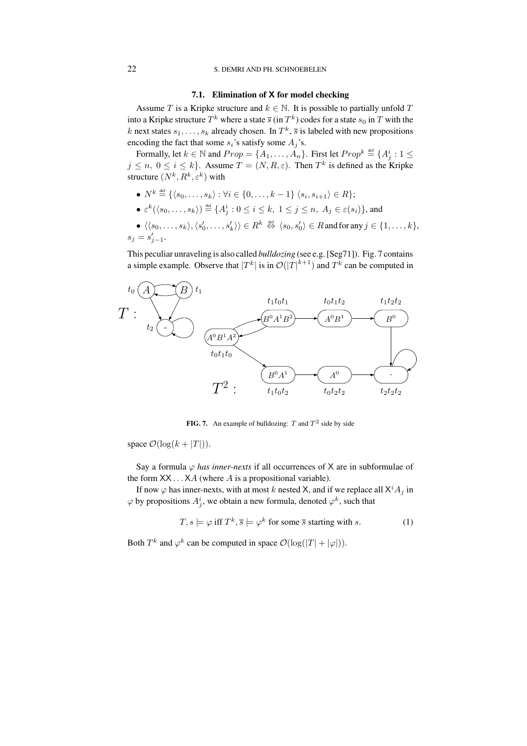### 7.1. Elimination of X for model checking

Assume $T$ is a Kripke structure and $k \in \mathbb{N}$. It is possible to partially unfold $T$ into a Kripke structure $T^k$ where a state $\overline{s}$ (in $T^k$) codes for a state $s_0$ in $T$ with the $k$ next states $s_1, \ldots, s_k$ already chosen. In $T^k$, $\overline{s}$ is labeled with new propositions encoding the fact that some $s_i$'s satisfy some $A_j$'s.

Formally, let $k \in \mathbb{N}$ and $Prop = \{A_1, \ldots, A_n\}$. First let $Prop^k \stackrel{\text{def}}{=} \{A^i_j : 1 \leq j \leq n,\ 0 \leq i \leq k\}$. Assume $T = (N, R, \varepsilon)$. Then $T^k$ is defined as the Kripke structure $(N^k, R^k, \varepsilon^k)$ with

- $N^k \stackrel{\text{def}}{=} \{\langle s_0, \ldots, s_k \rangle : \forall i \in \{0, \ldots, k-1\}\ \langle s_i, s_{i+1} \rangle \in R\}$;
- $\varepsilon^k(\langle s_0, \ldots, s_k \rangle) \stackrel{\text{def}}{=} \{A^i_j : 0 \leq i \leq k,\ 1 \leq j \leq n,\ A_j \in \varepsilon(s_i)\}$, and
- $\langle \langle s_0, \ldots, s_k \rangle, \langle s'_0, \ldots, s'_k \rangle \rangle \in R^k \stackrel{\text{def}}{\Leftrightarrow} \langle s_0, s'_0 \rangle \in R$ and for any $j \in \{1, \ldots, k\}$, $s_j = s'_{j-1}$.

This peculiar unraveling is also called *bulldozing* (see e.g. [Seg71]). Fig. 7 contains a simple example. Observe that $|T^k|$ is in $\mathcal{O}(|T|^{k+1})$ and $T^k$ can be computed in space $\mathcal{O}(\log(k + |T|))$.

**FIG. 7.** An example of bulldozing: $T$ and $T^2$ side by side

Say a formula $\varphi$ *has inner-nexts* if all occurrences of $\mathsf{X}$ are in subformulae of the form $\mathsf{XX} \ldots \mathsf{X}A$ (where $A$ is a propositional variable).

If now $\varphi$ has inner-nexts, with at most $k$ nested $\mathsf{X}$, and if we replace all $\mathsf{X}^i A_j$ in $\varphi$ by propositions $A^i_j$, we obtain a new formula, denoted $\varphi^k$, such that

$$T, s \models \varphi \text{ iff } T^k, \overline{s} \models \varphi^k \text{ for some } \overline{s} \text{ starting with } s. \tag{1}$$

Both $T^k$ and $\varphi^k$ can be computed in space $\mathcal{O}(\log(|T| + |\varphi|))$.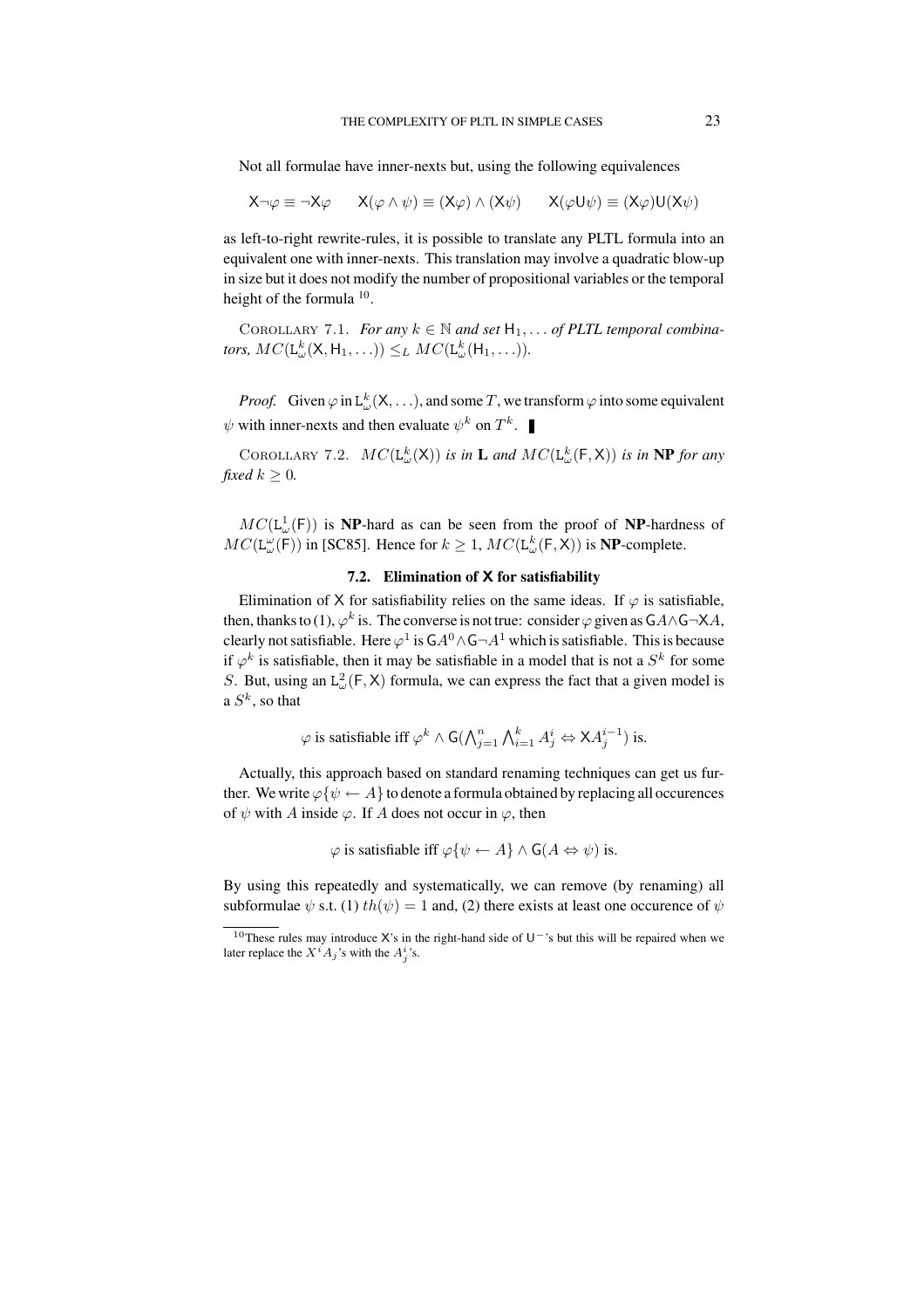Not all formulae have inner-nexts but, using the following equivalences

$$\mathsf{X}\neg\varphi \equiv \neg\mathsf{X}\varphi \qquad \mathsf{X}(\varphi \wedge \psi) \equiv (\mathsf{X}\varphi) \wedge (\mathsf{X}\psi) \qquad \mathsf{X}(\varphi \mathsf{U} \psi) \equiv (\mathsf{X}\varphi)\mathsf{U}(\mathsf{X}\psi)$$

as left-to-right rewrite-rules, it is possible to translate any PLTL formula into an equivalent one with inner-nexts. This translation may involve a quadratic blow-up in size but it does not modify the number of propositional variables or the temporal height of the formula [10].

COROLLARY 7.1. *For any $k \in \mathbb{N}$ and set $\mathsf{H}_1, \ldots$ of PLTL temporal combinators, $MC(\mathsf{L}^k_\omega(\mathsf{X}, \mathsf{H}_1, \ldots)) \leq_L MC(\mathsf{L}^k_\omega(\mathsf{H}_1, \ldots))$.*

*Proof.* Given $\varphi$ in $\mathsf{L}^k_\omega(\mathsf{X}, \ldots)$, and some $T$, we transform $\varphi$ into some equivalent $\psi$ with inner-nexts and then evaluate $\psi^k$ on $T^k$. ∎

COROLLARY 7.2. *$MC(\mathsf{L}^k_\omega(\mathsf{X}))$ is in **L** and $MC(\mathsf{L}^k_\omega(\mathsf{F}, \mathsf{X}))$ is in **NP** for any fixed $k \geq 0$.*

$MC(\mathsf{L}^1_\omega(\mathsf{F}))$ is **NP**-hard as can be seen from the proof of **NP**-hardness of $MC(\mathsf{L}^\omega_\omega(\mathsf{F}))$ in [SC85]. Hence for $k \geq 1$, $MC(\mathsf{L}^k_\omega(\mathsf{F}, \mathsf{X}))$ is **NP**-complete.

### 7.2. Elimination of X for satisfiability

Elimination of $\mathsf{X}$ for satisfiability relies on the same ideas. If $\varphi$ is satisfiable, then, thanks to (1), $\varphi^k$ is. The converse is not true: consider $\varphi$ given as $\mathsf{G}A \wedge \mathsf{G}\neg\mathsf{X}A$, clearly not satisfiable. Here $\varphi^1$ is $\mathsf{G}A^0 \wedge \mathsf{G}\neg A^1$ which is satisfiable. This is because if $\varphi^k$ is satisfiable, then it may be satisfiable in a model that is not a $S^k$ for some $S$. But, using an $\mathsf{L}^2_\omega(\mathsf{F}, \mathsf{X})$ formula, we can express the fact that a given model is a $S^k$, so that

$$\varphi \text{ is satisfiable iff } \varphi^k \wedge \mathsf{G}\left(\bigwedge_{j=1}^n \bigwedge_{i=1}^k A^i_j \Leftrightarrow \mathsf{X}A^{i-1}_j\right) \text{ is.}$$

Actually, this approach based on standard renaming techniques can get us further. We write $\varphi\{\psi \leftarrow A\}$ to denote a formula obtained by replacing all occurences of $\psi$ with $A$ inside $\varphi$. If $A$ does not occur in $\varphi$, then

$$\varphi \text{ is satisfiable iff } \varphi\{\psi \leftarrow A\} \wedge \mathsf{G}(A \Leftrightarrow \psi) \text{ is.}$$

By using this repeatedly and systematically, we can remove (by renaming) all subformulae $\psi$ s.t. (1) $th(\psi) = 1$ and, (2) there exists at least one occurence of $\psi$

[10] These rules may introduce $\mathsf{X}$'s in the right-hand side of $\mathsf{U}^-$'s but this will be repaired when we later replace the $X^iA_j$'s with the $A^i_j$'s.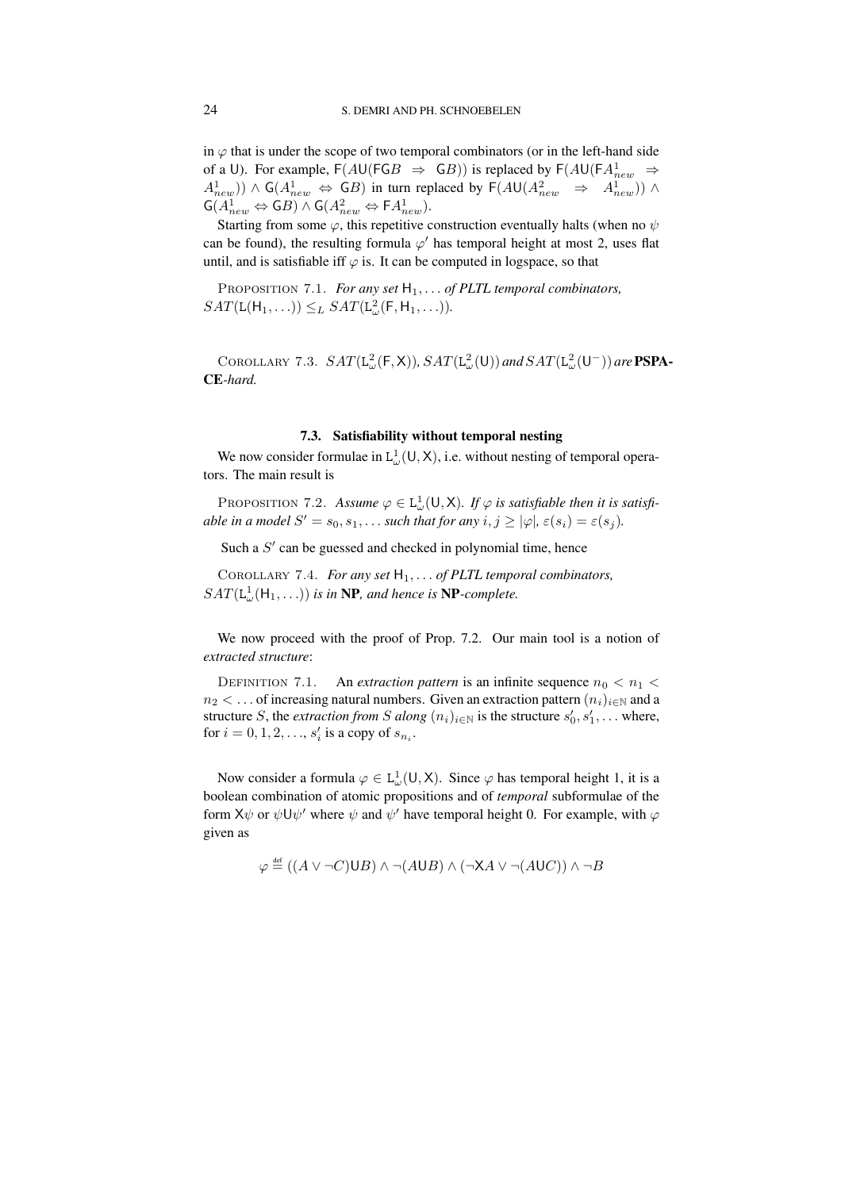in $\varphi$ that is under the scope of two temporal combinators (or in the left-hand side of a U). For example, $\mathsf{F}(A\mathsf{U}(\mathsf{FG}B \;\Rightarrow\; \mathsf{G}B))$ is replaced by $\mathsf{F}(A\mathsf{U}(\mathsf{F}A^1_{new} \;\Rightarrow\; A^1_{new})) \wedge \mathsf{G}(A^1_{new} \Leftrightarrow \mathsf{G}B)$ in turn replaced by $\mathsf{F}(A\mathsf{U}(A^2_{new} \;\Rightarrow\; A^1_{new})) \wedge \mathsf{G}(A^1_{new} \Leftrightarrow \mathsf{G}B) \wedge \mathsf{G}(A^2_{new} \Leftrightarrow \mathsf{F}A^1_{new})$.

Starting from some $\varphi$, this repetitive construction eventually halts (when no $\psi$ can be found), the resulting formula $\varphi'$ has temporal height at most 2, uses flat until, and is satisfiable iff $\varphi$ is. It can be computed in logspace, so that

PROPOSITION 7.1. *For any set* $\mathsf{H}_1, \ldots$ *of PLTL temporal combinators,* $SAT(\mathsf{L}(\mathsf{H}_1, \ldots)) \leq_L SAT(\mathsf{L}^2_\omega(\mathsf{F}, \mathsf{H}_1, \ldots))$.

COROLLARY 7.3. $SAT(\mathsf{L}^2_\omega(\mathsf{F}, \mathsf{X}))$, $SAT(\mathsf{L}^2_\omega(\mathsf{U}))$ *and* $SAT(\mathsf{L}^2_\omega(\mathsf{U}^-))$ *are* **PSPACE**-*hard.*

### 7.3. Satisfiability without temporal nesting

We now consider formulae in $\mathsf{L}^1_\omega(\mathsf{U}, \mathsf{X})$, i.e. without nesting of temporal operators. The main result is

PROPOSITION 7.2. *Assume* $\varphi \in \mathsf{L}^1_\omega(\mathsf{U}, \mathsf{X})$. *If* $\varphi$ *is satisfiable then it is satisfiable in a model* $S' = s_0, s_1, \ldots$ *such that for any* $i, j \geq |\varphi|$, $\varepsilon(s_i) = \varepsilon(s_j)$.

Such a $S'$ can be guessed and checked in polynomial time, hence

COROLLARY 7.4. *For any set* $\mathsf{H}_1, \ldots$ *of PLTL temporal combinators,* $SAT(\mathsf{L}^1_\omega(\mathsf{H}_1, \ldots))$ *is in* **NP**, *and hence is* **NP**-*complete.*

We now proceed with the proof of Prop. 7.2. Our main tool is a notion of *extracted structure*:

DEFINITION 7.1. An *extraction pattern* is an infinite sequence $n_0 < n_1 < n_2 < \ldots$ of increasing natural numbers. Given an extraction pattern $(n_i)_{i \in \mathbb{N}}$ and a structure $S$, the *extraction from* $S$ *along* $(n_i)_{i \in \mathbb{N}}$ is the structure $s'_0, s'_1, \ldots$ where, for $i = 0, 1, 2, \ldots$, $s'_i$ is a copy of $s_{n_i}$.

Now consider a formula $\varphi \in \mathsf{L}^1_\omega(\mathsf{U}, \mathsf{X})$. Since $\varphi$ has temporal height 1, it is a boolean combination of atomic propositions and of *temporal* subformulae of the form $\mathsf{X}\psi$ or $\psi \mathsf{U} \psi'$ where $\psi$ and $\psi'$ have temporal height 0. For example, with $\varphi$ given as

$$\varphi \stackrel{\text{def}}{=} ((A \vee \neg C)\mathsf{U}B) \wedge \neg(A\mathsf{U}B) \wedge (\neg \mathsf{X}A \vee \neg(A\mathsf{U}C)) \wedge \neg B$$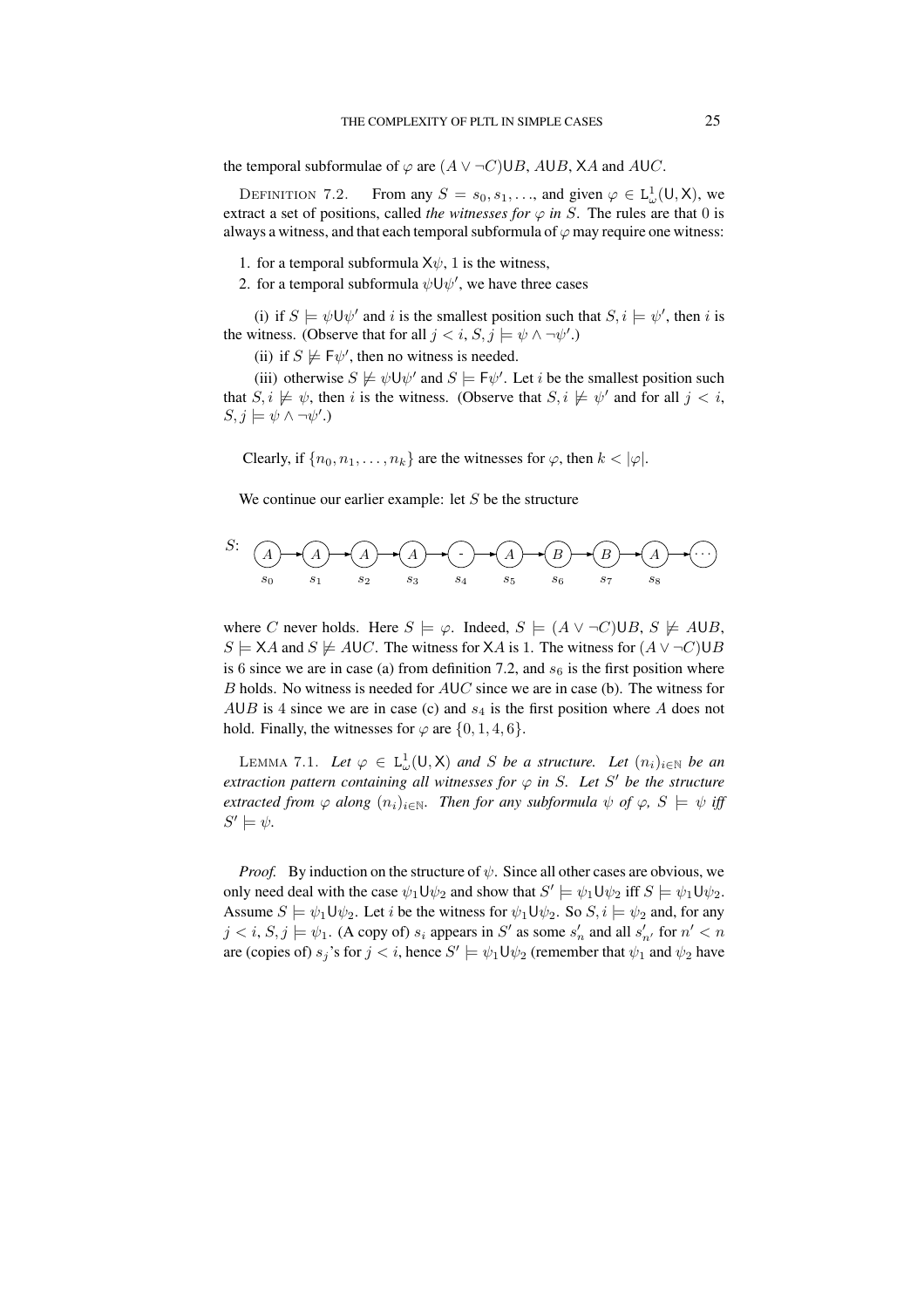the temporal subformulae of $\varphi$ are $(A \vee \neg C)\mathsf{U}B$, $A\mathsf{U}B$, $\mathsf{X}A$ and $A\mathsf{U}C$.

DEFINITION 7.2. From any $S = s_0, s_1, \ldots$, and given $\varphi \in \mathsf{L}^1_\omega(\mathsf{U}, \mathsf{X})$, we extract a set of positions, called *the witnesses for $\varphi$ in $S$*. The rules are that 0 is always a witness, and that each temporal subformula of $\varphi$ may require one witness:

1. for a temporal subformula $\mathsf{X}\psi$, 1 is the witness,
2. for a temporal subformula $\psi\mathsf{U}\psi'$, we have three cases

(i) if $S \models \psi\mathsf{U}\psi'$ and $i$ is the smallest position such that $S, i \models \psi'$, then $i$ is the witness. (Observe that for all $j < i$, $S, j \models \psi \wedge \neg\psi'$.)

(ii) if $S \not\models \mathsf{F}\psi'$, then no witness is needed.

(iii) otherwise $S \not\models \psi\mathsf{U}\psi'$ and $S \models \mathsf{F}\psi'$. Let $i$ be the smallest position such that $S, i \not\models \psi$, then $i$ is the witness. (Observe that $S, i \not\models \psi'$ and for all $j < i$, $S, j \models \psi \wedge \neg\psi'$.)

Clearly, if $\{n_0, n_1, \ldots, n_k\}$ are the witnesses for $\varphi$, then $k < |\varphi|$.

We continue our earlier example: let $S$ be the structure

$S$: $A$ ($s_0$) → $A$ ($s_1$) → $A$ ($s_2$) → $A$ ($s_3$) → - ($s_4$) → $A$ ($s_5$) → $B$ ($s_6$) → $B$ ($s_7$) → $A$ ($s_8$) → $\cdots$

where $C$ never holds. Here $S \models \varphi$. Indeed, $S \models (A \vee \neg C)\mathsf{U}B$, $S \not\models A\mathsf{U}B$, $S \models \mathsf{X}A$ and $S \not\models A\mathsf{U}C$. The witness for $\mathsf{X}A$ is 1. The witness for $(A \vee \neg C)\mathsf{U}B$ is 6 since we are in case (a) from definition 7.2, and $s_6$ is the first position where $B$ holds. No witness is needed for $A\mathsf{U}C$ since we are in case (b). The witness for $A\mathsf{U}B$ is 4 since we are in case (c) and $s_4$ is the first position where $A$ does not hold. Finally, the witnesses for $\varphi$ are $\{0, 1, 4, 6\}$.

LEMMA 7.1. *Let $\varphi \in \mathsf{L}^1_\omega(\mathsf{U}, \mathsf{X})$ and $S$ be a structure. Let $(n_i)_{i\in\mathbb{N}}$ be an extraction pattern containing all witnesses for $\varphi$ in $S$. Let $S'$ be the structure extracted from $\varphi$ along $(n_i)_{i\in\mathbb{N}}$. Then for any subformula $\psi$ of $\varphi$, $S \models \psi$ iff $S' \models \psi$.*

*Proof.* By induction on the structure of $\psi$. Since all other cases are obvious, we only need deal with the case $\psi_1\mathsf{U}\psi_2$ and show that $S' \models \psi_1\mathsf{U}\psi_2$ iff $S \models \psi_1\mathsf{U}\psi_2$. Assume $S \models \psi_1\mathsf{U}\psi_2$. Let $i$ be the witness for $\psi_1\mathsf{U}\psi_2$. So $S, i \models \psi_2$ and, for any $j < i$, $S, j \models \psi_1$. (A copy of) $s_i$ appears in $S'$ as some $s'_n$ and all $s'_{n'}$ for $n' < n$ are (copies of) $s_j$'s for $j < i$, hence $S' \models \psi_1\mathsf{U}\psi_2$ (remember that $\psi_1$ and $\psi_2$ have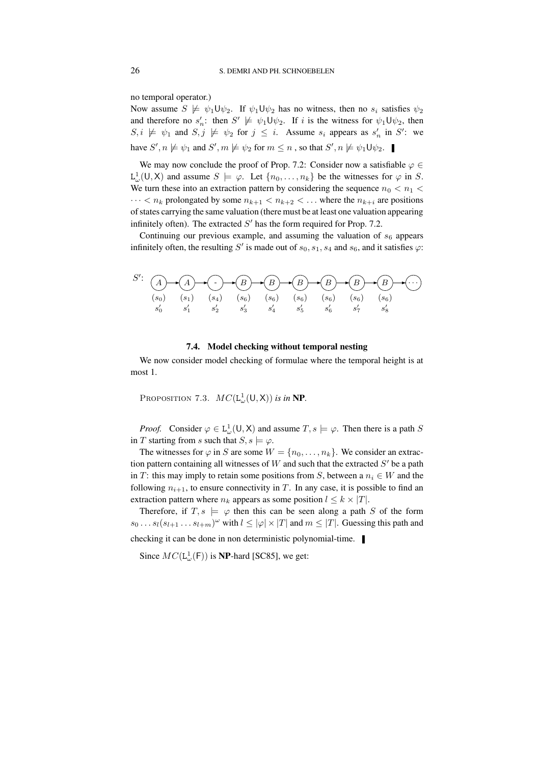no temporal operator.)

Now assume $S \not\models \psi_1 \mathsf{U} \psi_2$. If $\psi_1 \mathsf{U} \psi_2$ has no witness, then no $s_i$ satisfies $\psi_2$ and therefore no $s'_n$: then $S' \not\models \psi_1 \mathsf{U} \psi_2$. If $i$ is the witness for $\psi_1 \mathsf{U} \psi_2$, then $S, i \not\models \psi_1$ and $S, j \not\models \psi_2$ for $j \leq i$. Assume $s_i$ appears as $s'_n$ in $S'$: we have $S', n \not\models \psi_1$ and $S', m \not\models \psi_2$ for $m \leq n$, so that $S', n \not\models \psi_1 \mathsf{U} \psi_2$. ∎

We may now conclude the proof of Prop. 7.2: Consider now a satisfiable $\varphi \in \mathsf{L}^1_\omega(\mathsf{U}, \mathsf{X})$ and assume $S \models \varphi$. Let $\{n_0, \ldots, n_k\}$ be the witnesses for $\varphi$ in $S$. We turn these into an extraction pattern by considering the sequence $n_0 < n_1 < \cdots < n_k$ prolongated by some $n_{k+1} < n_{k+2} < \ldots$ where the $n_{k+i}$ are positions of states carrying the same valuation (there must be at least one valuation appearing infinitely often). The extracted $S'$ has the form required for Prop. 7.2.

Continuing our previous example, and assuming the valuation of $s_6$ appears infinitely often, the resulting $S'$ is made out of $s_0, s_1, s_4$ and $s_6$, and it satisfies $\varphi$:

| $S'$: | A | A | - | B | B | B | B | B | B | ⋯ |
|---|---|---|---|---|---|---|---|---|---|---|
| | $(s_0)$ | $(s_1)$ | $(s_4)$ | $(s_6)$ | $(s_6)$ | $(s_6)$ | $(s_6)$ | $(s_6)$ | $(s_6)$ | |
| | $s'_0$ | $s'_1$ | $s'_2$ | $s'_3$ | $s'_4$ | $s'_5$ | $s'_6$ | $s'_7$ | $s'_8$ | |

### 7.4. Model checking without temporal nesting

We now consider model checking of formulae where the temporal height is at most 1.

PROPOSITION 7.3. *$MC(\mathsf{L}^1_\omega(\mathsf{U}, \mathsf{X}))$ is in* **NP**.

*Proof.* Consider $\varphi \in \mathsf{L}^1_\omega(\mathsf{U}, \mathsf{X})$ and assume $T, s \models \varphi$. Then there is a path $S$ in $T$ starting from $s$ such that $S, s \models \varphi$.

The witnesses for $\varphi$ in $S$ are some $W = \{n_0, \ldots, n_k\}$. We consider an extraction pattern containing all witnesses of $W$ and such that the extracted $S'$ be a path in $T$: this may imply to retain some positions from $S$, between a $n_i \in W$ and the following $n_{i+1}$, to ensure connectivity in $T$. In any case, it is possible to find an extraction pattern where $n_k$ appears as some position $l \leq k \times |T|$.

Therefore, if $T, s \models \varphi$ then this can be seen along a path $S$ of the form $s_0 \ldots s_l (s_{l+1} \ldots s_{l+m})^\omega$ with $l \leq |\varphi| \times |T|$ and $m \leq |T|$. Guessing this path and checking it can be done in non deterministic polynomial-time. ∎

Since $MC(\mathsf{L}^1_\omega(\mathsf{F}))$ is **NP**-hard [SC85], we get: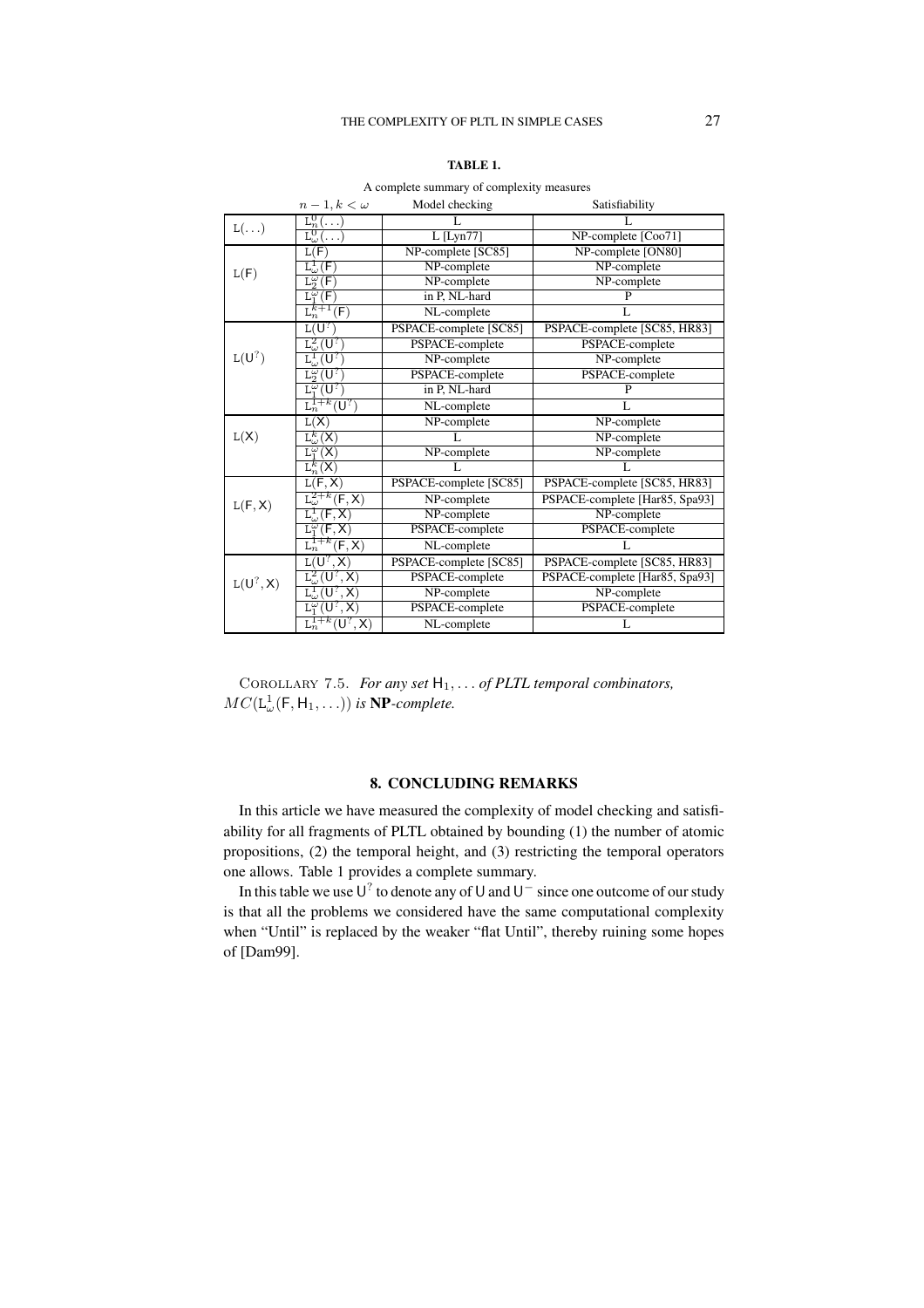**TABLE 1.**

A complete summary of complexity measures

| | $n-1, k<\omega$ | Model checking | Satisfiability |
|---|---|---|---|
| $\mathrm{L}(\ldots)$ | $\mathrm{L}^0_n(\ldots)$ | L | L |
| | $\mathrm{L}^0_\omega(\ldots)$ | L [Lyn77] | NP-complete [Coo71] |
| $\mathrm{L}(\mathsf{F})$ | $\mathrm{L}(\mathsf{F})$ | NP-complete [SC85] | NP-complete [ON80] |
| | $\mathrm{L}^1_\omega(\mathsf{F})$ | NP-complete | NP-complete |
| | $\mathrm{L}^\omega_2(\mathsf{F})$ | NP-complete | NP-complete |
| | $\mathrm{L}^\omega_1(\mathsf{F})$ | in P, NL-hard | P |
| | $\mathrm{L}^{k+1}_n(\mathsf{F})$ | NL-complete | L |
| $\mathrm{L}(\mathsf{U}^?)$ | $\mathrm{L}(\mathsf{U}^?)$ | PSPACE-complete [SC85] | PSPACE-complete [SC85, HR83] |
| | $\mathrm{L}^2_\omega(\mathsf{U}^?)$ | PSPACE-complete | PSPACE-complete |
| | $\mathrm{L}^1_\omega(\mathsf{U}^?)$ | NP-complete | NP-complete |
| | $\mathrm{L}^\omega_2(\mathsf{U}^?)$ | PSPACE-complete | PSPACE-complete |
| | $\mathrm{L}^\omega_1(\mathsf{U}^?)$ | in P, NL-hard | P |
| | $\mathrm{L}^{1+k}_n(\mathsf{U}^?)$ | NL-complete | L |
| $\mathrm{L}(\mathsf{X})$ | $\mathrm{L}(\mathsf{X})$ | NP-complete | NP-complete |
| | $\mathrm{L}^k_\omega(\mathsf{X})$ | L | NP-complete |
| | $\mathrm{L}^\omega_1(\mathsf{X})$ | NP-complete | NP-complete |
| | $\mathrm{L}^k_n(\mathsf{X})$ | L | L |
| $\mathrm{L}(\mathsf{F},\mathsf{X})$ | $\mathrm{L}(\mathsf{F},\mathsf{X})$ | PSPACE-complete [SC85] | PSPACE-complete [SC85, HR83] |
| | $\mathrm{L}^{2+k}_\omega(\mathsf{F},\mathsf{X})$ | NP-complete | PSPACE-complete [Har85, Spa93] |
| | $\mathrm{L}^1_\omega(\mathsf{F},\mathsf{X})$ | NP-complete | NP-complete |
| | $\mathrm{L}^\omega_1(\mathsf{F},\mathsf{X})$ | PSPACE-complete | PSPACE-complete |
| | $\mathrm{L}^{1+k}_n(\mathsf{F},\mathsf{X})$ | NL-complete | L |
| $\mathrm{L}(\mathsf{U}^?,\mathsf{X})$ | $\mathrm{L}(\mathsf{U}^?,\mathsf{X})$ | PSPACE-complete [SC85] | PSPACE-complete [SC85, HR83] |
| | $\mathrm{L}^2_\omega(\mathsf{U}^?,\mathsf{X})$ | PSPACE-complete | PSPACE-complete [Har85, Spa93] |
| | $\mathrm{L}^1_\omega(\mathsf{U}^?,\mathsf{X})$ | NP-complete | NP-complete |
| | $\mathrm{L}^\omega_1(\mathsf{U}^?,\mathsf{X})$ | PSPACE-complete | PSPACE-complete |
| | $\mathrm{L}^{1+k}_n(\mathsf{U}^?,\mathsf{X})$ | NL-complete | L |

COROLLARY 7.5. *For any set* $\mathsf{H}_1,\ldots$ *of PLTL temporal combinators,* $MC(\mathsf{L}^1_\omega(\mathsf{F},\mathsf{H}_1,\ldots))$ *is* **NP**-*complete.*

## 8. CONCLUDING REMARKS

In this article we have measured the complexity of model checking and satisfiability for all fragments of PLTL obtained by bounding (1) the number of atomic propositions, (2) the temporal height, and (3) restricting the temporal operators one allows. Table 1 provides a complete summary.

In this table we use $\mathsf{U}^?$ to denote any of $\mathsf{U}$ and $\mathsf{U}^-$ since one outcome of our study is that all the problems we considered have the same computational complexity when "Until" is replaced by the weaker "flat Until", thereby ruining some hopes of [Dam99].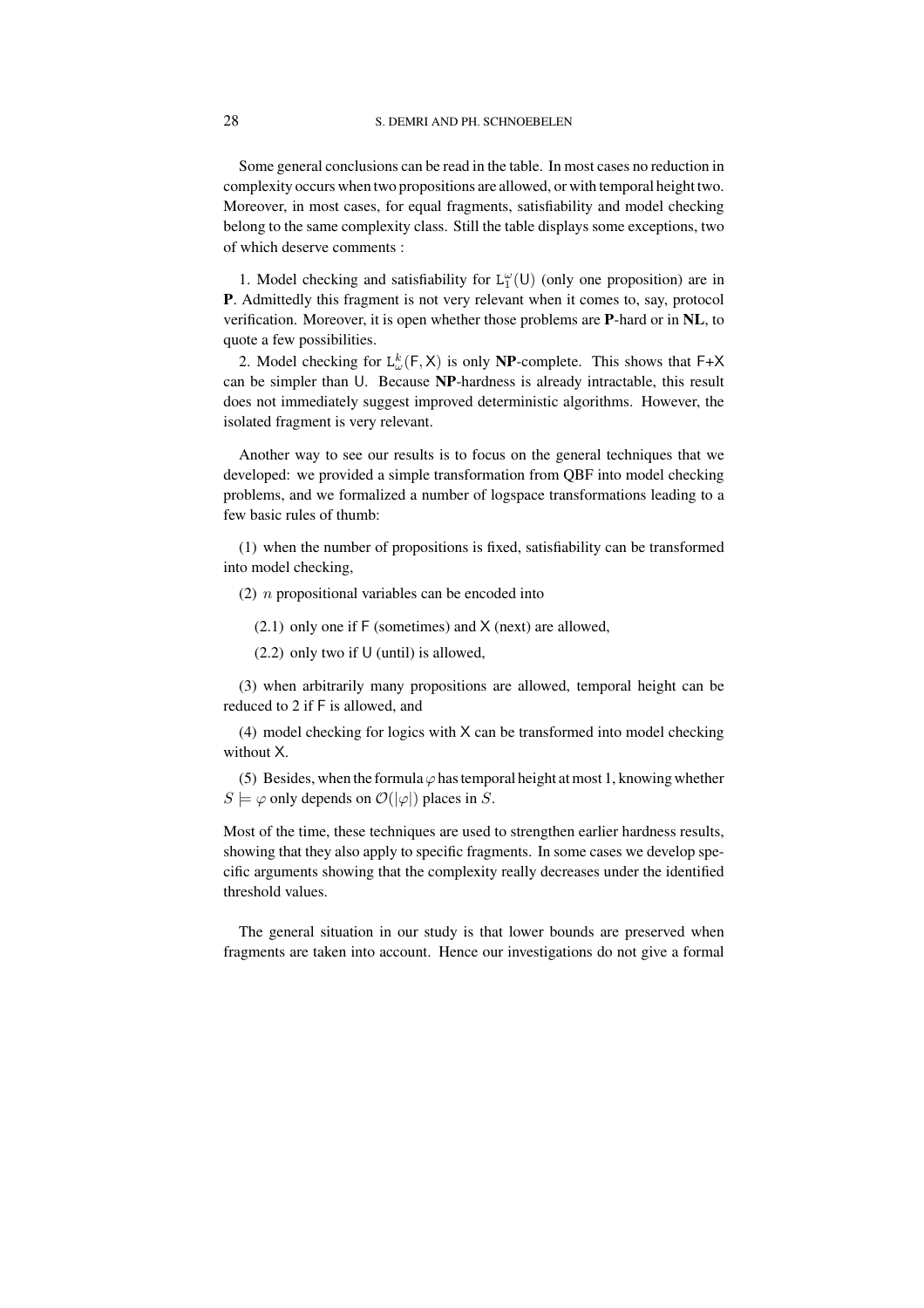Some general conclusions can be read in the table. In most cases no reduction in complexity occurs when two propositions are allowed, or with temporal height two. Moreover, in most cases, for equal fragments, satisfiability and model checking belong to the same complexity class. Still the table displays some exceptions, two of which deserve comments :

1. Model checking and satisfiability for $\mathtt{L}^{\omega}_{1}(\mathsf{U})$ (only one proposition) are in **P**. Admittedly this fragment is not very relevant when it comes to, say, protocol verification. Moreover, it is open whether those problems are **P**-hard or in **NL**, to quote a few possibilities.

2. Model checking for $\mathtt{L}^{k}_{\omega}(\mathsf{F},\mathsf{X})$ is only **NP**-complete. This shows that F+X can be simpler than U. Because **NP**-hardness is already intractable, this result does not immediately suggest improved deterministic algorithms. However, the isolated fragment is very relevant.

Another way to see our results is to focus on the general techniques that we developed: we provided a simple transformation from QBF into model checking problems, and we formalized a number of logspace transformations leading to a few basic rules of thumb:

(1) when the number of propositions is fixed, satisfiability can be transformed into model checking,

(2) $n$ propositional variables can be encoded into

(2.1) only one if F (sometimes) and X (next) are allowed,

(2.2) only two if U (until) is allowed,

(3) when arbitrarily many propositions are allowed, temporal height can be reduced to 2 if F is allowed, and

(4) model checking for logics with X can be transformed into model checking without X.

(5) Besides, when the formula $\varphi$ has temporal height at most 1, knowing whether $S \models \varphi$ only depends on $\mathcal{O}(|\varphi|)$ places in $S$.

Most of the time, these techniques are used to strengthen earlier hardness results, showing that they also apply to specific fragments. In some cases we develop specific arguments showing that the complexity really decreases under the identified threshold values.

The general situation in our study is that lower bounds are preserved when fragments are taken into account. Hence our investigations do not give a formal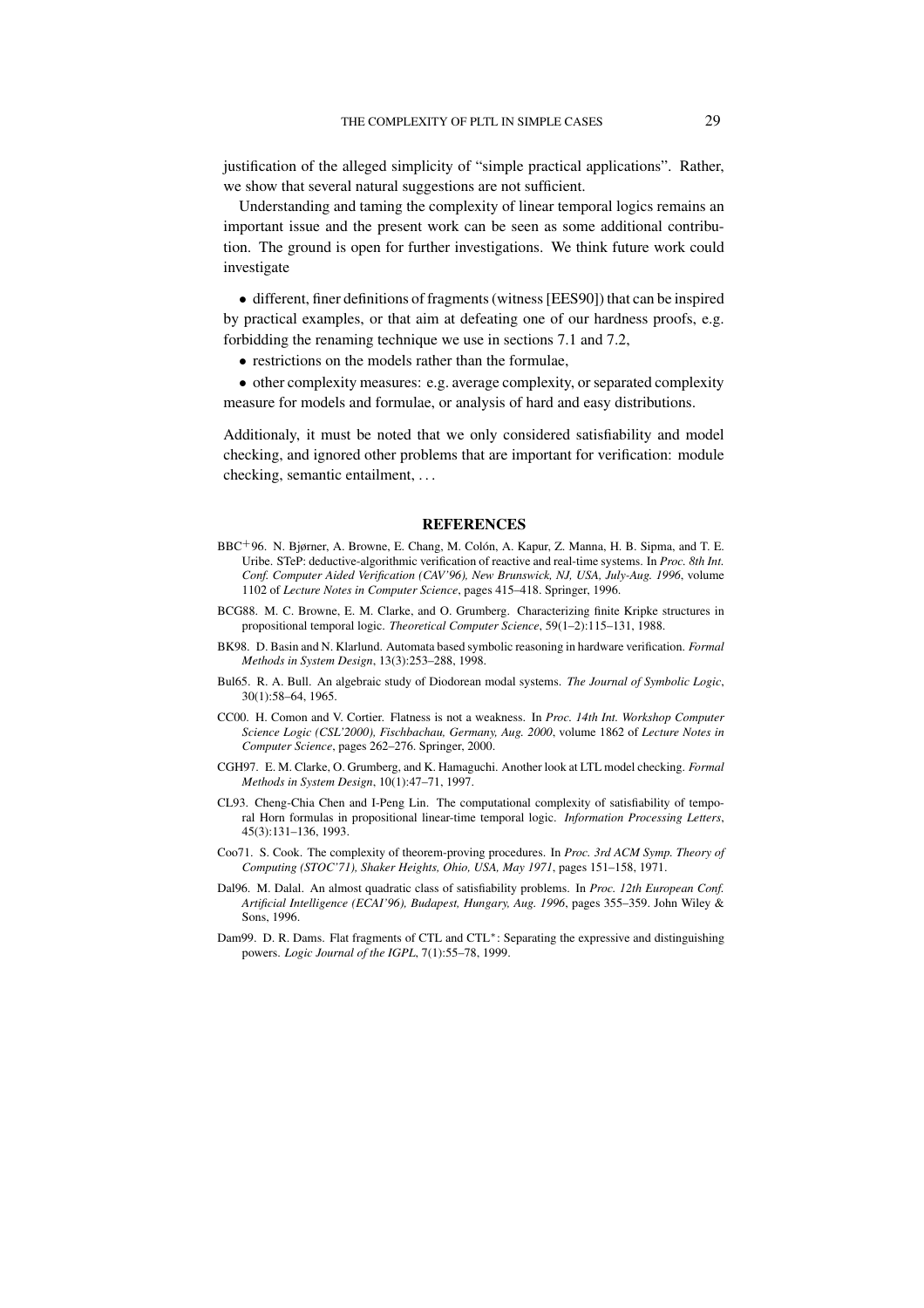justification of the alleged simplicity of "simple practical applications". Rather, we show that several natural suggestions are not sufficient.

Understanding and taming the complexity of linear temporal logics remains an important issue and the present work can be seen as some additional contribution. The ground is open for further investigations. We think future work could investigate

- different, finer definitions of fragments (witness [EES90]) that can be inspired by practical examples, or that aim at defeating one of our hardness proofs, e.g. forbidding the renaming technique we use in sections 7.1 and 7.2,
- restrictions on the models rather than the formulae,
- other complexity measures: e.g. average complexity, or separated complexity measure for models and formulae, or analysis of hard and easy distributions.

Additionaly, it must be noted that we only considered satisfiability and model checking, and ignored other problems that are important for verification: module checking, semantic entailment, . . .

## REFERENCES

BBC+96. N. Bjørner, A. Browne, E. Chang, M. Colón, A. Kapur, Z. Manna, H. B. Sipma, and T. E. Uribe. STeP: deductive-algorithmic verification of reactive and real-time systems. In *Proc. 8th Int. Conf. Computer Aided Verification (CAV'96), New Brunswick, NJ, USA, July-Aug. 1996*, volume 1102 of *Lecture Notes in Computer Science*, pages 415–418. Springer, 1996.

BCG88. M. C. Browne, E. M. Clarke, and O. Grumberg. Characterizing finite Kripke structures in propositional temporal logic. *Theoretical Computer Science*, 59(1–2):115–131, 1988.

BK98. D. Basin and N. Klarlund. Automata based symbolic reasoning in hardware verification. *Formal Methods in System Design*, 13(3):253–288, 1998.

Bul65. R. A. Bull. An algebraic study of Diodorean modal systems. *The Journal of Symbolic Logic*, 30(1):58–64, 1965.

CC00. H. Comon and V. Cortier. Flatness is not a weakness. In *Proc. 14th Int. Workshop Computer Science Logic (CSL'2000), Fischbachau, Germany, Aug. 2000*, volume 1862 of *Lecture Notes in Computer Science*, pages 262–276. Springer, 2000.

CGH97. E. M. Clarke, O. Grumberg, and K. Hamaguchi. Another look at LTL model checking. *Formal Methods in System Design*, 10(1):47–71, 1997.

CL93. Cheng-Chia Chen and I-Peng Lin. The computational complexity of satisfiability of temporal Horn formulas in propositional linear-time temporal logic. *Information Processing Letters*, 45(3):131–136, 1993.

Coo71. S. Cook. The complexity of theorem-proving procedures. In *Proc. 3rd ACM Symp. Theory of Computing (STOC'71), Shaker Heights, Ohio, USA, May 1971*, pages 151–158, 1971.

Dal96. M. Dalal. An almost quadratic class of satisfiability problems. In *Proc. 12th European Conf. Artificial Intelligence (ECAI'96), Budapest, Hungary, Aug. 1996*, pages 355–359. John Wiley & Sons, 1996.

Dam99. D. R. Dams. Flat fragments of CTL and CTL*: Separating the expressive and distinguishing powers. *Logic Journal of the IGPL*, 7(1):55–78, 1999.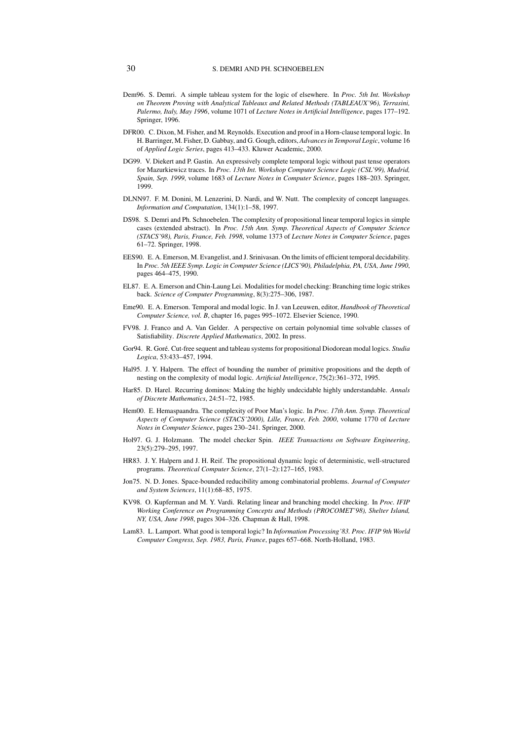Dem96. S. Demri. A simple tableau system for the logic of elsewhere. In *Proc. 5th Int. Workshop on Theorem Proving with Analytical Tableaux and Related Methods (TABLEAUX'96), Terrasini, Palermo, Italy, May 1996*, volume 1071 of *Lecture Notes in Artificial Intelligence*, pages 177–192. Springer, 1996.

DFR00. C. Dixon, M. Fisher, and M. Reynolds. Execution and proof in a Horn-clause temporal logic. In H. Barringer, M. Fisher, D. Gabbay, and G. Gough, editors, *Advances in Temporal Logic*, volume 16 of *Applied Logic Series*, pages 413–433. Kluwer Academic, 2000.

DG99. V. Diekert and P. Gastin. An expressively complete temporal logic without past tense operators for Mazurkiewicz traces. In *Proc. 13th Int. Workshop Computer Science Logic (CSL'99), Madrid, Spain, Sep. 1999*, volume 1683 of *Lecture Notes in Computer Science*, pages 188–203. Springer, 1999.

DLNN97. F. M. Donini, M. Lenzerini, D. Nardi, and W. Nutt. The complexity of concept languages. *Information and Computation*, 134(1):1–58, 1997.

DS98. S. Demri and Ph. Schnoebelen. The complexity of propositional linear temporal logics in simple cases (extended abstract). In *Proc. 15th Ann. Symp. Theoretical Aspects of Computer Science (STACS'98), Paris, France, Feb. 1998*, volume 1373 of *Lecture Notes in Computer Science*, pages 61–72. Springer, 1998.

EES90. E. A. Emerson, M. Evangelist, and J. Srinivasan. On the limits of efficient temporal decidability. In *Proc. 5th IEEE Symp. Logic in Computer Science (LICS'90), Philadelphia, PA, USA, June 1990*, pages 464–475, 1990.

EL87. E. A. Emerson and Chin-Laung Lei. Modalities for model checking: Branching time logic strikes back. *Science of Computer Programming*, 8(3):275–306, 1987.

Eme90. E. A. Emerson. Temporal and modal logic. In J. van Leeuwen, editor, *Handbook of Theoretical Computer Science, vol. B*, chapter 16, pages 995–1072. Elsevier Science, 1990.

FV98. J. Franco and A. Van Gelder. A perspective on certain polynomial time solvable classes of Satisfiability. *Discrete Applied Mathematics*, 2002. In press.

Gor94. R. Goré. Cut-free sequent and tableau systems for propositional Diodorean modal logics. *Studia Logica*, 53:433–457, 1994.

Hal95. J. Y. Halpern. The effect of bounding the number of primitive propositions and the depth of nesting on the complexity of modal logic. *Artificial Intelligence*, 75(2):361–372, 1995.

Har85. D. Harel. Recurring dominos: Making the highly undecidable highly understandable. *Annals of Discrete Mathematics*, 24:51–72, 1985.

Hem00. E. Hemaspaandra. The complexity of Poor Man's logic. In *Proc. 17th Ann. Symp. Theoretical Aspects of Computer Science (STACS'2000), Lille, France, Feb. 2000*, volume 1770 of *Lecture Notes in Computer Science*, pages 230–241. Springer, 2000.

Hol97. G. J. Holzmann. The model checker Spin. *IEEE Transactions on Software Engineering*, 23(5):279–295, 1997.

HR83. J. Y. Halpern and J. H. Reif. The propositional dynamic logic of deterministic, well-structured programs. *Theoretical Computer Science*, 27(1–2):127–165, 1983.

Jon75. N. D. Jones. Space-bounded reducibility among combinatorial problems. *Journal of Computer and System Sciences*, 11(1):68–85, 1975.

KV98. O. Kupferman and M. Y. Vardi. Relating linear and branching model checking. In *Proc. IFIP Working Conference on Programming Concepts and Methods (PROCOMET'98), Shelter Island, NY, USA, June 1998*, pages 304–326. Chapman & Hall, 1998.

Lam83. L. Lamport. What good is temporal logic? In *Information Processing'83. Proc. IFIP 9th World Computer Congress, Sep. 1983, Paris, France*, pages 657–668. North-Holland, 1983.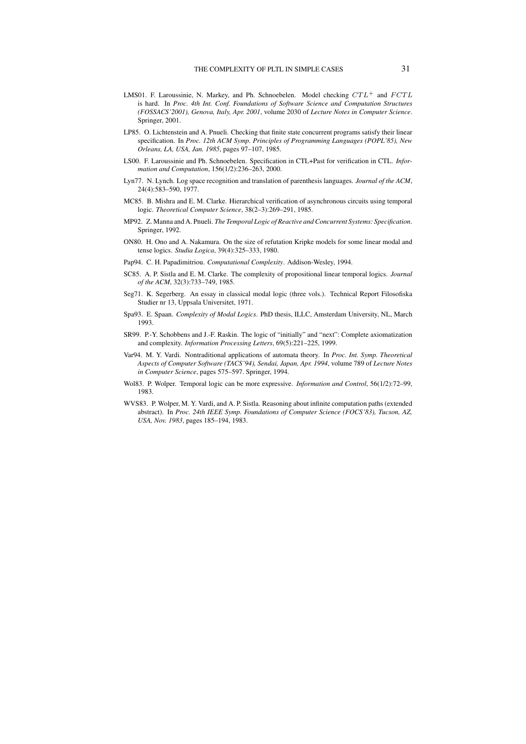LMS01. F. Laroussinie, N. Markey, and Ph. Schnoebelen. Model checking $CTL^+$ and $FCTL$ is hard. In *Proc. 4th Int. Conf. Foundations of Software Science and Computation Structures (FOSSACS'2001), Genova, Italy, Apr. 2001*, volume 2030 of *Lecture Notes in Computer Science*. Springer, 2001.

LP85. O. Lichtenstein and A. Pnueli. Checking that finite state concurrent programs satisfy their linear specification. In *Proc. 12th ACM Symp. Principles of Programming Languages (POPL'85), New Orleans, LA, USA, Jan. 1985*, pages 97–107, 1985.

LS00. F. Laroussinie and Ph. Schnoebelen. Specification in CTL+Past for verification in CTL. *Information and Computation*, 156(1/2):236–263, 2000.

Lyn77. N. Lynch. Log space recognition and translation of parenthesis languages. *Journal of the ACM*, 24(4):583–590, 1977.

MC85. B. Mishra and E. M. Clarke. Hierarchical verification of asynchronous circuits using temporal logic. *Theoretical Computer Science*, 38(2–3):269–291, 1985.

MP92. Z. Manna and A. Pnueli. *The Temporal Logic of Reactive and Concurrent Systems: Specification*. Springer, 1992.

ON80. H. Ono and A. Nakamura. On the size of refutation Kripke models for some linear modal and tense logics. *Studia Logica*, 39(4):325–333, 1980.

Pap94. C. H. Papadimitriou. *Computational Complexity*. Addison-Wesley, 1994.

SC85. A. P. Sistla and E. M. Clarke. The complexity of propositional linear temporal logics. *Journal of the ACM*, 32(3):733–749, 1985.

Seg71. K. Segerberg. An essay in classical modal logic (three vols.). Technical Report Filosofiska Studier nr 13, Uppsala Universitet, 1971.

Spa93. E. Spaan. *Complexity of Modal Logics*. PhD thesis, ILLC, Amsterdam University, NL, March 1993.

SR99. P.-Y. Schobbens and J.-F. Raskin. The logic of "initially" and "next": Complete axiomatization and complexity. *Information Processing Letters*, 69(5):221–225, 1999.

Var94. M. Y. Vardi. Nontraditional applications of automata theory. In *Proc. Int. Symp. Theoretical Aspects of Computer Software (TACS'94), Sendai, Japan, Apr. 1994*, volume 789 of *Lecture Notes in Computer Science*, pages 575–597. Springer, 1994.

Wol83. P. Wolper. Temporal logic can be more expressive. *Information and Control*, 56(1/2):72–99, 1983.

WVS83. P. Wolper, M. Y. Vardi, and A. P. Sistla. Reasoning about infinite computation paths (extended abstract). In *Proc. 24th IEEE Symp. Foundations of Computer Science (FOCS'83), Tucson, AZ, USA, Nov. 1983*, pages 185–194, 1983.